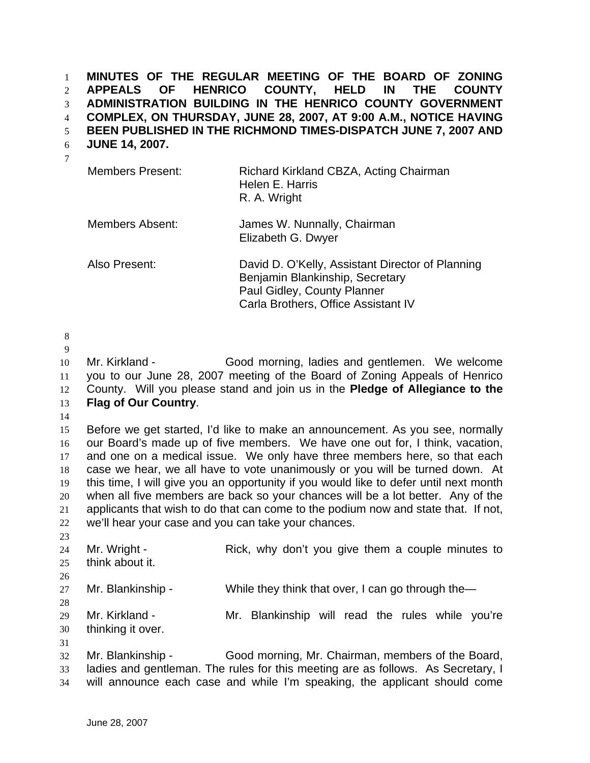**MINUTES OF THE REGULAR MEETING OF THE BOARD OF ZONING APPEALS OF HENRICO COUNTY, HELD IN THE COUNTY ADMINISTRATION BUILDING IN THE HENRICO COUNTY GOVERNMENT COMPLEX, ON THURSDAY, JUNE 28, 2007, AT 9:00 A.M., NOTICE HAVING BEEN PUBLISHED IN THE RICHMOND TIMES-DISPATCH JUNE 7, 2007 AND JUNE 14, 2007.**

| | |
|---|---|
| Members Present: | Richard Kirkland CBZA, Acting Chairman<br>Helen E. Harris<br>R. A. Wright |
| Members Absent: | James W. Nunnally, Chairman<br>Elizabeth G. Dwyer |
| Also Present: | David D. O'Kelly, Assistant Director of Planning<br>Benjamin Blankinship, Secretary<br>Paul Gidley, County Planner<br>Carla Brothers, Office Assistant IV |

Mr. Kirkland - Good morning, ladies and gentlemen. We welcome you to our June 28, 2007 meeting of the Board of Zoning Appeals of Henrico County. Will you please stand and join us in the **Pledge of Allegiance to the Flag of Our Country**.

Before we get started, I'd like to make an announcement. As you see, normally our Board's made up of five members. We have one out for, I think, vacation, and one on a medical issue. We only have three members here, so that each case we hear, we all have to vote unanimously or you will be turned down. At this time, I will give you an opportunity if you would like to defer until next month when all five members are back so your chances will be a lot better. Any of the applicants that wish to do that can come to the podium now and state that. If not, we'll hear your case and you can take your chances.

Mr. Wright - Rick, why don't you give them a couple minutes to think about it.

Mr. Blankinship - While they think that over, I can go through the—

Mr. Kirkland - Mr. Blankinship will read the rules while you're thinking it over.

Mr. Blankinship - Good morning, Mr. Chairman, members of the Board, ladies and gentleman. The rules for this meeting are as follows. As Secretary, I will announce each case and while I'm speaking, the applicant should come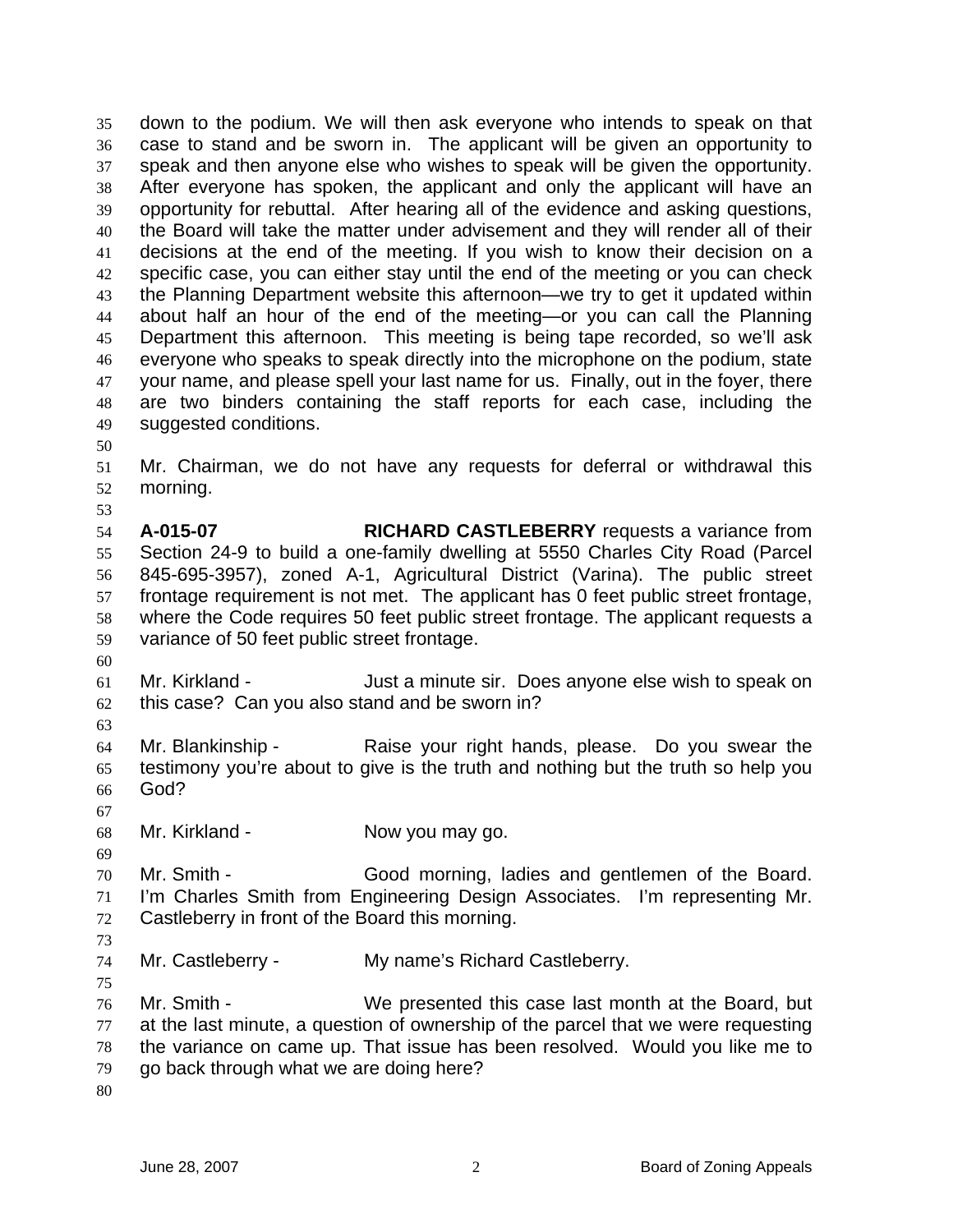down to the podium. We will then ask everyone who intends to speak on that case to stand and be sworn in. The applicant will be given an opportunity to speak and then anyone else who wishes to speak will be given the opportunity. After everyone has spoken, the applicant and only the applicant will have an opportunity for rebuttal. After hearing all of the evidence and asking questions, the Board will take the matter under advisement and they will render all of their decisions at the end of the meeting. If you wish to know their decision on a specific case, you can either stay until the end of the meeting or you can check the Planning Department website this afternoon—we try to get it updated within about half an hour of the end of the meeting—or you can call the Planning Department this afternoon. This meeting is being tape recorded, so we'll ask everyone who speaks to speak directly into the microphone on the podium, state your name, and please spell your last name for us. Finally, out in the foyer, there are two binders containing the staff reports for each case, including the suggested conditions.

Mr. Chairman, we do not have any requests for deferral or withdrawal this morning.

**A-015-07** **RICHARD CASTLEBERRY** requests a variance from Section 24-9 to build a one-family dwelling at 5550 Charles City Road (Parcel 845-695-3957), zoned A-1, Agricultural District (Varina). The public street frontage requirement is not met. The applicant has 0 feet public street frontage, where the Code requires 50 feet public street frontage. The applicant requests a variance of 50 feet public street frontage.

Mr. Kirkland - Just a minute sir. Does anyone else wish to speak on this case? Can you also stand and be sworn in?

Mr. Blankinship - Raise your right hands, please. Do you swear the testimony you're about to give is the truth and nothing but the truth so help you God?

Mr. Kirkland - Now you may go.

Mr. Smith - Good morning, ladies and gentlemen of the Board. I'm Charles Smith from Engineering Design Associates. I'm representing Mr. Castleberry in front of the Board this morning.

Mr. Castleberry - My name's Richard Castleberry.

Mr. Smith - We presented this case last month at the Board, but at the last minute, a question of ownership of the parcel that we were requesting the variance on came up. That issue has been resolved. Would you like me to go back through what we are doing here?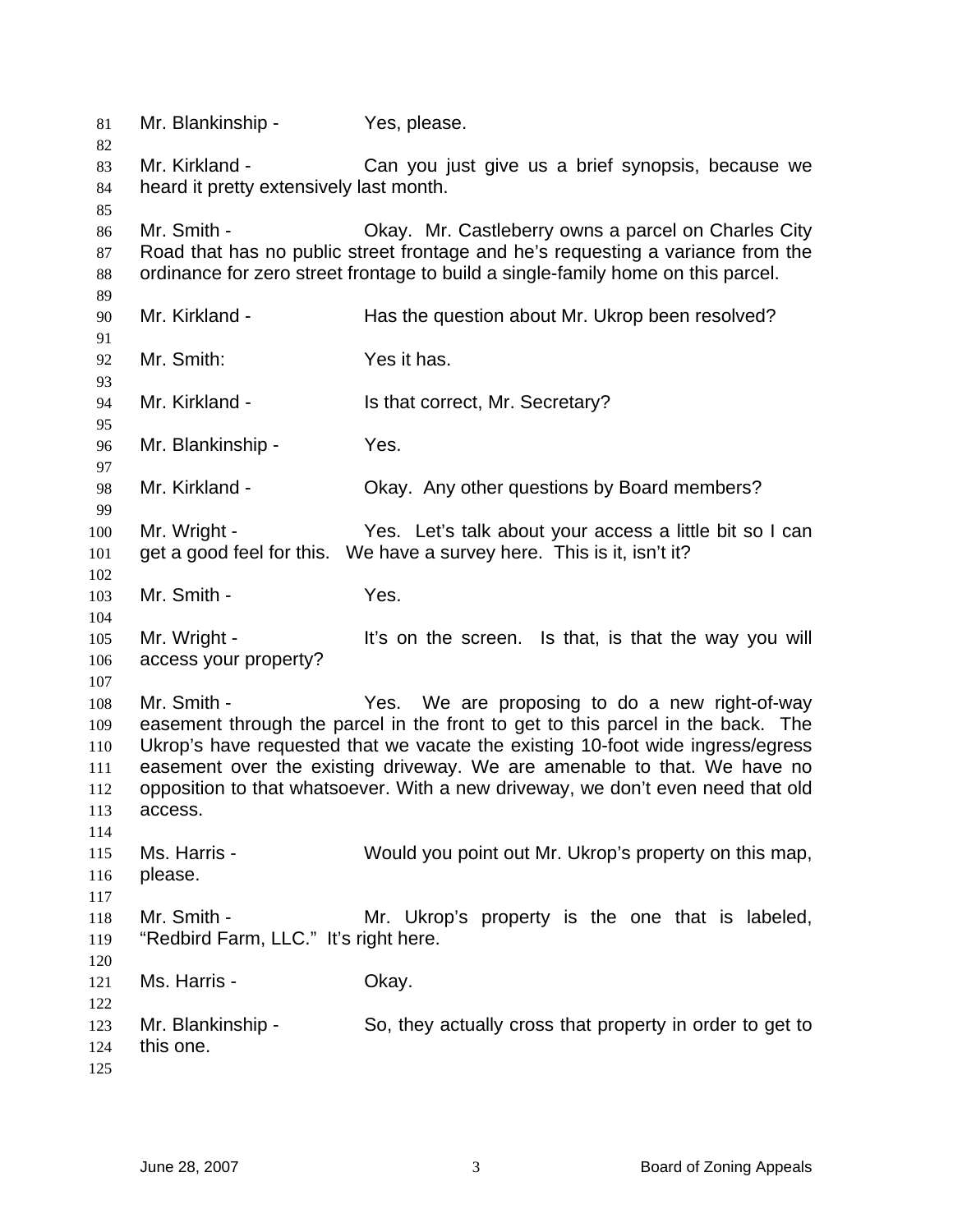Mr. Blankinship - Yes, please.

Mr. Kirkland - Can you just give us a brief synopsis, because we heard it pretty extensively last month.

Mr. Smith - Okay. Mr. Castleberry owns a parcel on Charles City Road that has no public street frontage and he's requesting a variance from the ordinance for zero street frontage to build a single-family home on this parcel.

Mr. Kirkland - Has the question about Mr. Ukrop been resolved?

Mr. Smith: Yes it has.

Mr. Kirkland - Is that correct, Mr. Secretary?

Mr. Blankinship - Yes.

Mr. Kirkland - Okay. Any other questions by Board members?

Mr. Wright - Yes. Let's talk about your access a little bit so I can get a good feel for this. We have a survey here. This is it, isn't it?

Mr. Smith - Yes.

Mr. Wright - It's on the screen. Is that, is that the way you will access your property?

Mr. Smith - Yes. We are proposing to do a new right-of-way easement through the parcel in the front to get to this parcel in the back. The Ukrop's have requested that we vacate the existing 10-foot wide ingress/egress easement over the existing driveway. We are amenable to that. We have no opposition to that whatsoever. With a new driveway, we don't even need that old access.

Ms. Harris - Would you point out Mr. Ukrop's property on this map, please.

Mr. Smith - Mr. Ukrop's property is the one that is labeled, "Redbird Farm, LLC." It's right here.

Ms. Harris - Okay.

Mr. Blankinship - So, they actually cross that property in order to get to this one.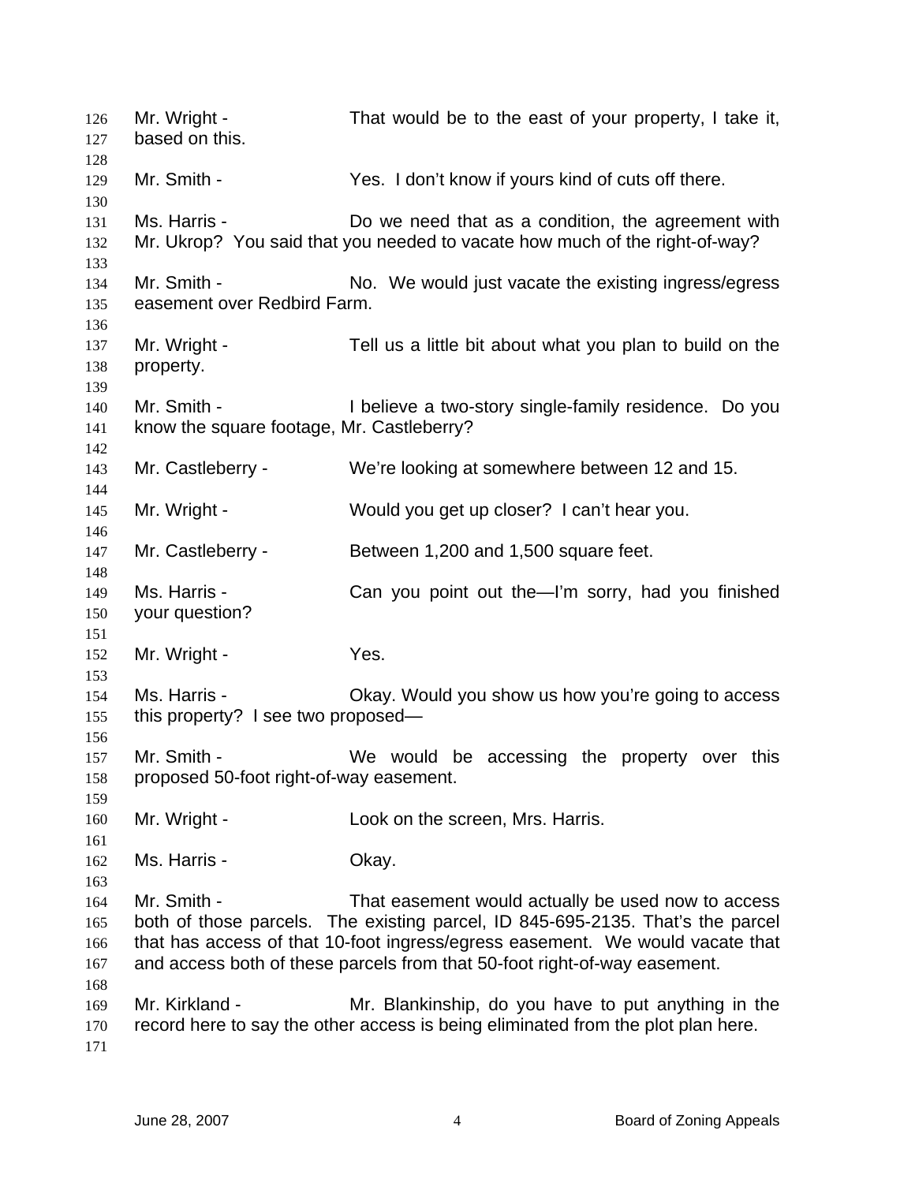Mr. Wright - That would be to the east of your property, I take it, based on this.

Mr. Smith - Yes. I don't know if yours kind of cuts off there.

Ms. Harris - Do we need that as a condition, the agreement with Mr. Ukrop? You said that you needed to vacate how much of the right-of-way?

Mr. Smith - No. We would just vacate the existing ingress/egress easement over Redbird Farm.

Mr. Wright - Tell us a little bit about what you plan to build on the property.

Mr. Smith - I believe a two-story single-family residence. Do you know the square footage, Mr. Castleberry?

Mr. Castleberry - We're looking at somewhere between 12 and 15.

Mr. Wright - Would you get up closer? I can't hear you.

Mr. Castleberry - Between 1,200 and 1,500 square feet.

Ms. Harris - Can you point out the—I'm sorry, had you finished your question?

Mr. Wright - Yes.

Ms. Harris - Okay. Would you show us how you're going to access this property? I see two proposed—

Mr. Smith - We would be accessing the property over this proposed 50-foot right-of-way easement.

Mr. Wright - Look on the screen, Mrs. Harris.

Ms. Harris - Okay.

Mr. Smith - That easement would actually be used now to access both of those parcels. The existing parcel, ID 845-695-2135. That's the parcel that has access of that 10-foot ingress/egress easement. We would vacate that and access both of these parcels from that 50-foot right-of-way easement.

Mr. Kirkland - Mr. Blankinship, do you have to put anything in the record here to say the other access is being eliminated from the plot plan here.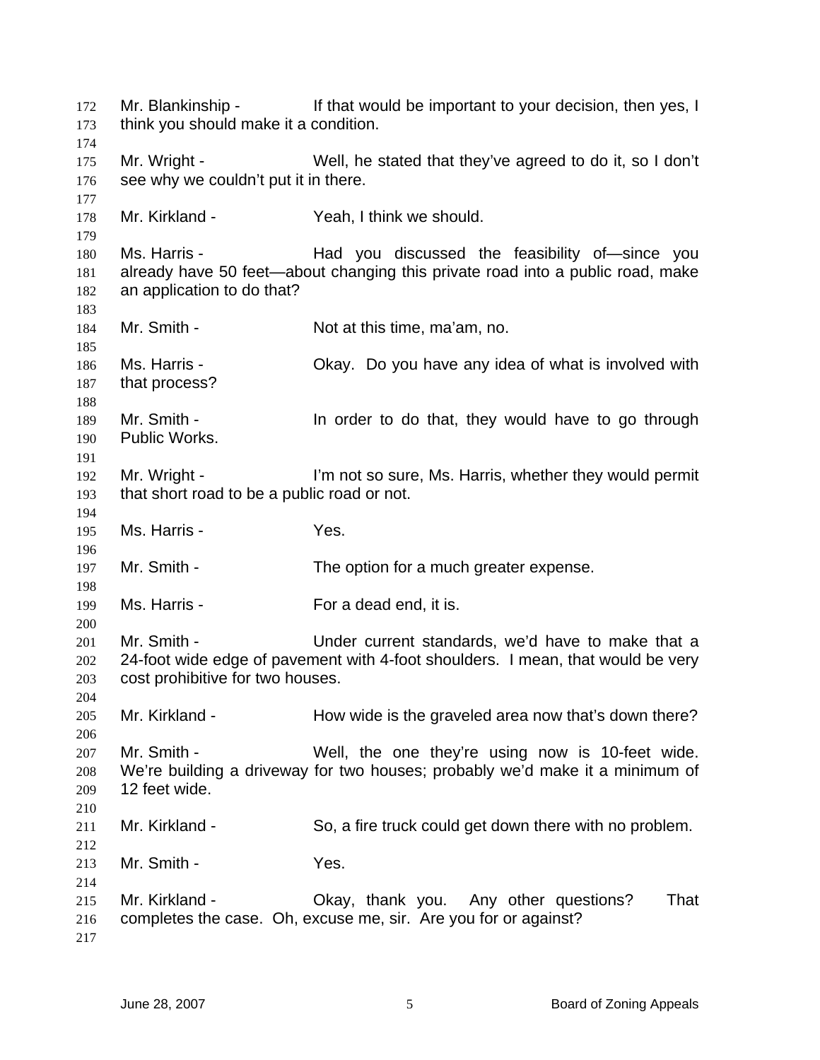Mr. Blankinship - If that would be important to your decision, then yes, I think you should make it a condition.

Mr. Wright - Well, he stated that they've agreed to do it, so I don't see why we couldn't put it in there.

Mr. Kirkland - Yeah, I think we should.

Ms. Harris - Had you discussed the feasibility of—since you already have 50 feet—about changing this private road into a public road, make an application to do that?

Mr. Smith - Not at this time, ma'am, no.

Ms. Harris - Okay. Do you have any idea of what is involved with that process?

Mr. Smith - In order to do that, they would have to go through Public Works.

Mr. Wright - I'm not so sure, Ms. Harris, whether they would permit that short road to be a public road or not.

Ms. Harris - Yes.

Mr. Smith - The option for a much greater expense.

Ms. Harris - For a dead end, it is.

Mr. Smith - Under current standards, we'd have to make that a 24-foot wide edge of pavement with 4-foot shoulders. I mean, that would be very cost prohibitive for two houses.

Mr. Kirkland - How wide is the graveled area now that's down there?

Mr. Smith - Well, the one they're using now is 10-feet wide. We're building a driveway for two houses; probably we'd make it a minimum of 12 feet wide.

Mr. Kirkland - So, a fire truck could get down there with no problem.

Mr. Smith - Yes.

Mr. Kirkland - Okay, thank you. Any other questions? That completes the case. Oh, excuse me, sir. Are you for or against?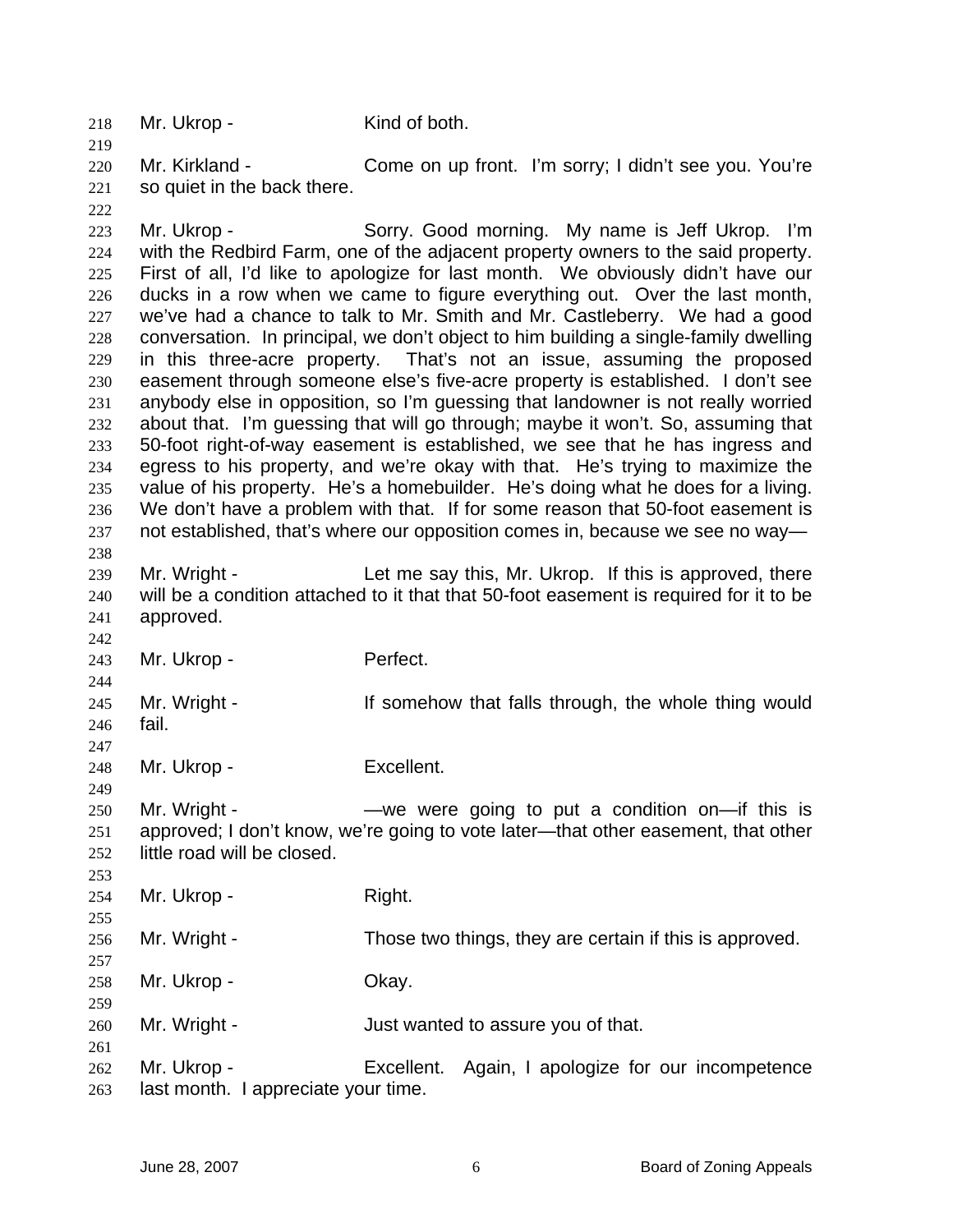Mr. Ukrop - Kind of both.

Mr. Kirkland - Come on up front. I'm sorry; I didn't see you. You're so quiet in the back there.

Mr. Ukrop - Sorry. Good morning. My name is Jeff Ukrop. I'm with the Redbird Farm, one of the adjacent property owners to the said property. First of all, I'd like to apologize for last month. We obviously didn't have our ducks in a row when we came to figure everything out. Over the last month, we've had a chance to talk to Mr. Smith and Mr. Castleberry. We had a good conversation. In principal, we don't object to him building a single-family dwelling in this three-acre property. That's not an issue, assuming the proposed easement through someone else's five-acre property is established. I don't see anybody else in opposition, so I'm guessing that landowner is not really worried about that. I'm guessing that will go through; maybe it won't. So, assuming that 50-foot right-of-way easement is established, we see that he has ingress and egress to his property, and we're okay with that. He's trying to maximize the value of his property. He's a homebuilder. He's doing what he does for a living. We don't have a problem with that. If for some reason that 50-foot easement is not established, that's where our opposition comes in, because we see no way—

Mr. Wright - Let me say this, Mr. Ukrop. If this is approved, there will be a condition attached to it that that 50-foot easement is required for it to be approved.

Mr. Ukrop - Perfect.

Mr. Wright - If somehow that falls through, the whole thing would fail.

Mr. Ukrop - Excellent.

Mr. Wright - —we were going to put a condition on—if this is approved; I don't know, we're going to vote later—that other easement, that other little road will be closed.

Mr. Ukrop - Right.

Mr. Wright - Those two things, they are certain if this is approved.

Mr. Ukrop - Okay.

Mr. Wright - Just wanted to assure you of that.

Mr. Ukrop - Excellent. Again, I apologize for our incompetence last month. I appreciate your time.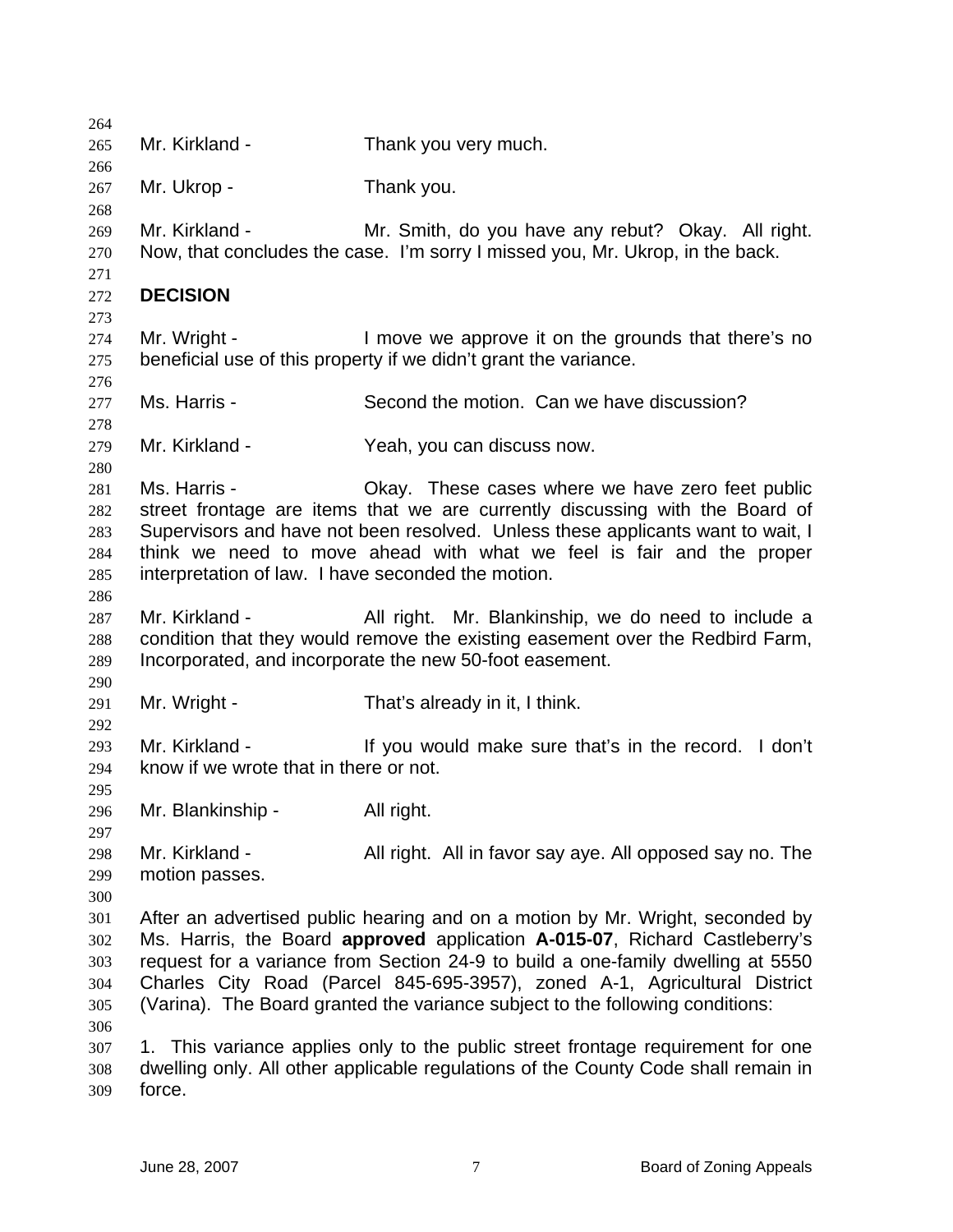Mr. Kirkland - Thank you very much.

Mr. Ukrop - Thank you.

Mr. Kirkland - Mr. Smith, do you have any rebut? Okay. All right. Now, that concludes the case. I'm sorry I missed you, Mr. Ukrop, in the back.

**DECISION**

Mr. Wright - I move we approve it on the grounds that there's no beneficial use of this property if we didn't grant the variance.

Ms. Harris - Second the motion. Can we have discussion?

Mr. Kirkland - Yeah, you can discuss now.

Ms. Harris - Okay. These cases where we have zero feet public street frontage are items that we are currently discussing with the Board of Supervisors and have not been resolved. Unless these applicants want to wait, I think we need to move ahead with what we feel is fair and the proper interpretation of law. I have seconded the motion.

Mr. Kirkland - All right. Mr. Blankinship, we do need to include a condition that they would remove the existing easement over the Redbird Farm, Incorporated, and incorporate the new 50-foot easement.

Mr. Wright - That's already in it, I think.

Mr. Kirkland - If you would make sure that's in the record. I don't know if we wrote that in there or not.

Mr. Blankinship - All right.

Mr. Kirkland - All right. All in favor say aye. All opposed say no. The motion passes.

After an advertised public hearing and on a motion by Mr. Wright, seconded by Ms. Harris, the Board **approved** application **A-015-07**, Richard Castleberry's request for a variance from Section 24-9 to build a one-family dwelling at 5550 Charles City Road (Parcel 845-695-3957), zoned A-1, Agricultural District (Varina). The Board granted the variance subject to the following conditions:

1. This variance applies only to the public street frontage requirement for one dwelling only. All other applicable regulations of the County Code shall remain in force.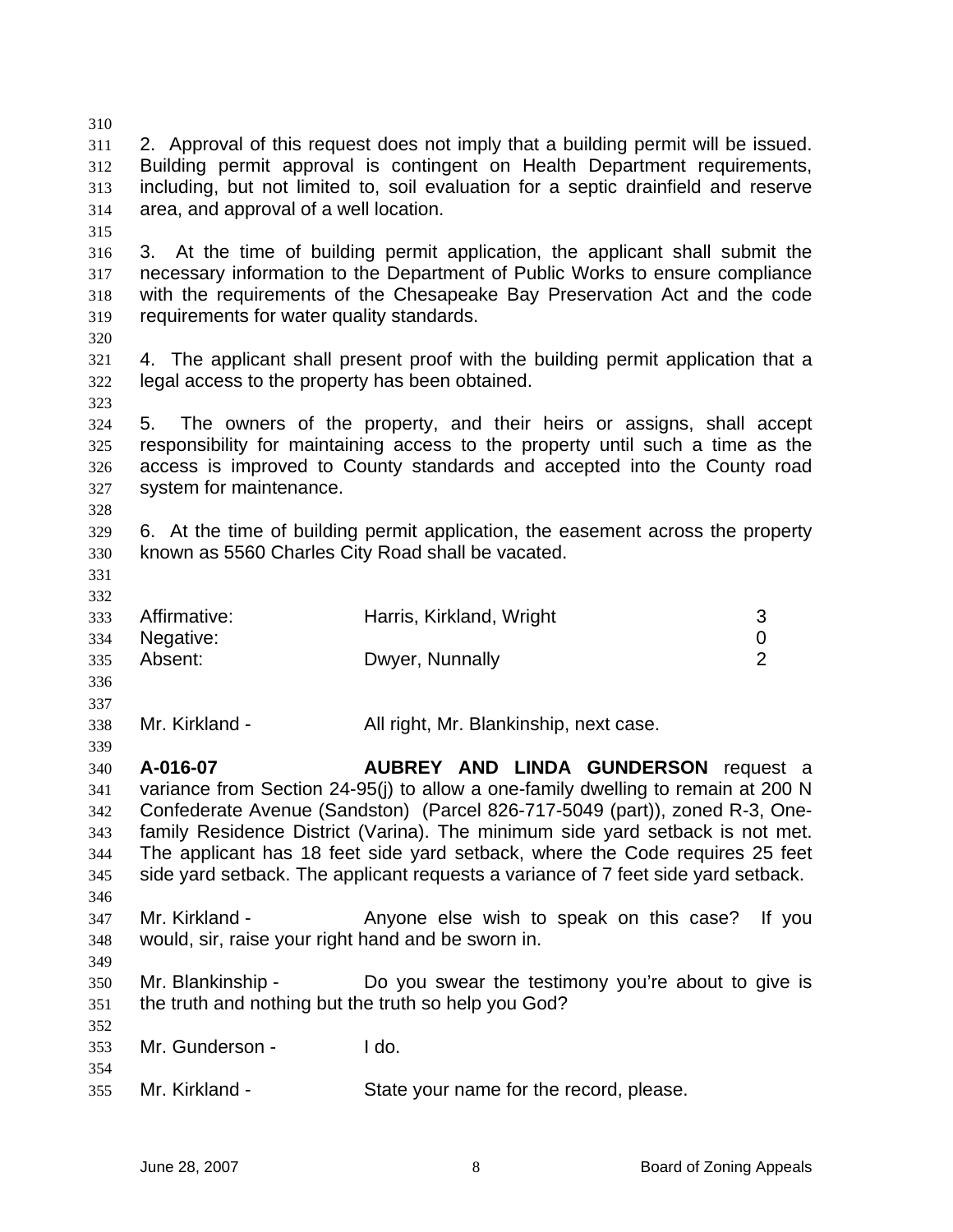2. Approval of this request does not imply that a building permit will be issued. Building permit approval is contingent on Health Department requirements, including, but not limited to, soil evaluation for a septic drainfield and reserve area, and approval of a well location.

3. At the time of building permit application, the applicant shall submit the necessary information to the Department of Public Works to ensure compliance with the requirements of the Chesapeake Bay Preservation Act and the code requirements for water quality standards.

4. The applicant shall present proof with the building permit application that a legal access to the property has been obtained.

5. The owners of the property, and their heirs or assigns, shall accept responsibility for maintaining access to the property until such a time as the access is improved to County standards and accepted into the County road system for maintenance.

6. At the time of building permit application, the easement across the property known as 5560 Charles City Road shall be vacated.

| | | |
|---|---|---|
| Affirmative: | Harris, Kirkland, Wright | 3 |
| Negative: | | 0 |
| Absent: | Dwyer, Nunnally | 2 |

Mr. Kirkland - All right, Mr. Blankinship, next case.

**A-016-07** **AUBREY AND LINDA GUNDERSON** request a variance from Section 24-95(j) to allow a one-family dwelling to remain at 200 N Confederate Avenue (Sandston) (Parcel 826-717-5049 (part)), zoned R-3, One-family Residence District (Varina). The minimum side yard setback is not met. The applicant has 18 feet side yard setback, where the Code requires 25 feet side yard setback. The applicant requests a variance of 7 feet side yard setback.

Mr. Kirkland - Anyone else wish to speak on this case? If you would, sir, raise your right hand and be sworn in.

Mr. Blankinship - Do you swear the testimony you're about to give is the truth and nothing but the truth so help you God?

Mr. Gunderson - I do.

Mr. Kirkland - State your name for the record, please.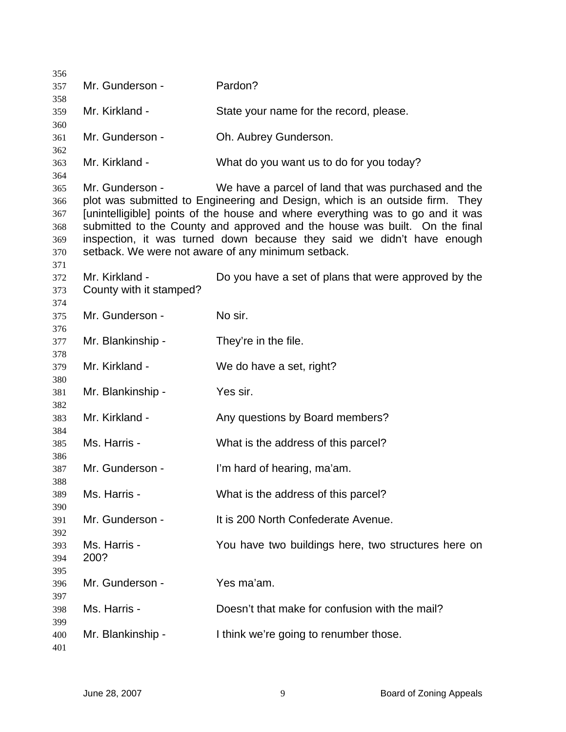Mr. Gunderson - Pardon?

Mr. Kirkland - State your name for the record, please.

Mr. Gunderson - Oh. Aubrey Gunderson.

Mr. Kirkland - What do you want us to do for you today?

Mr. Gunderson - We have a parcel of land that was purchased and the plot was submitted to Engineering and Design, which is an outside firm. They [unintelligible] points of the house and where everything was to go and it was submitted to the County and approved and the house was built. On the final inspection, it was turned down because they said we didn't have enough setback. We were not aware of any minimum setback.

Mr. Kirkland - Do you have a set of plans that were approved by the County with it stamped?

Mr. Gunderson - No sir.

Mr. Blankinship - They're in the file.

Mr. Kirkland - We do have a set, right?

Mr. Blankinship - Yes sir.

Mr. Kirkland - Any questions by Board members?

Ms. Harris - What is the address of this parcel?

Mr. Gunderson - I'm hard of hearing, ma'am.

Ms. Harris - What is the address of this parcel?

Mr. Gunderson - It is 200 North Confederate Avenue.

Ms. Harris - You have two buildings here, two structures here on 200?

Mr. Gunderson - Yes ma'am.

Ms. Harris - Doesn't that make for confusion with the mail?

Mr. Blankinship - I think we're going to renumber those.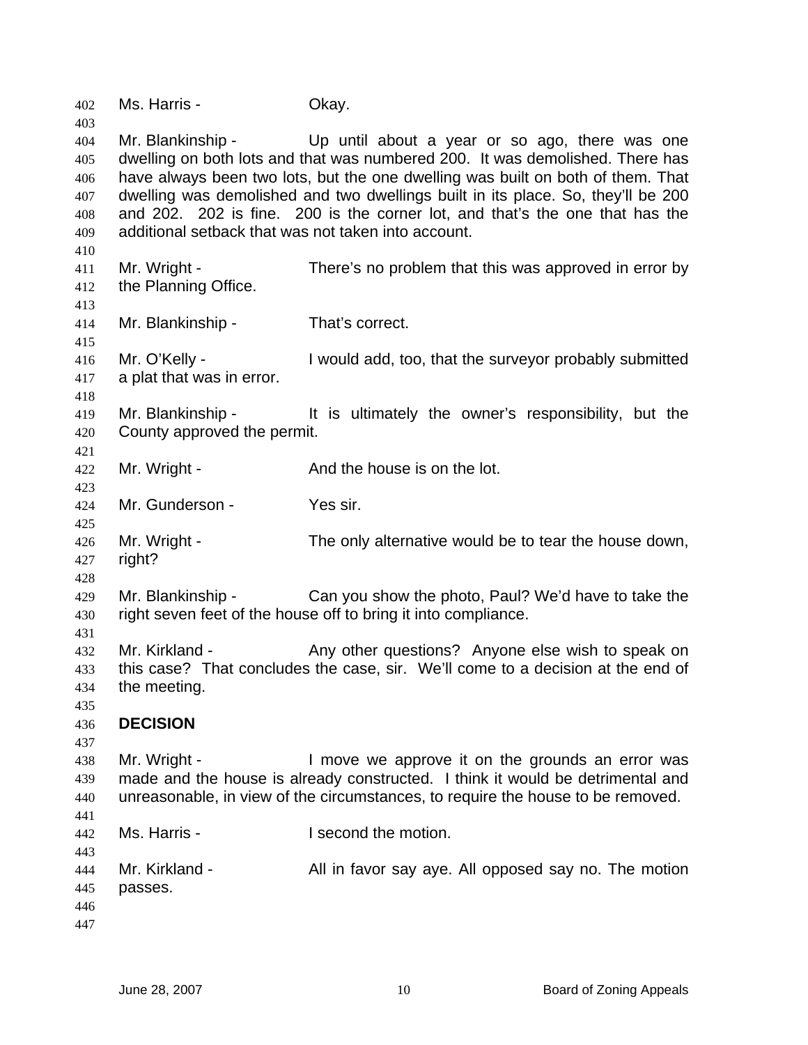Ms. Harris - Okay.

Mr. Blankinship - Up until about a year or so ago, there was one dwelling on both lots and that was numbered 200. It was demolished. There has have always been two lots, but the one dwelling was built on both of them. That dwelling was demolished and two dwellings built in its place. So, they'll be 200 and 202. 202 is fine. 200 is the corner lot, and that's the one that has the additional setback that was not taken into account.

Mr. Wright - There's no problem that this was approved in error by the Planning Office.

Mr. Blankinship - That's correct.

Mr. O'Kelly - I would add, too, that the surveyor probably submitted a plat that was in error.

Mr. Blankinship - It is ultimately the owner's responsibility, but the County approved the permit.

Mr. Wright - And the house is on the lot.

Mr. Gunderson - Yes sir.

Mr. Wright - The only alternative would be to tear the house down, right?

Mr. Blankinship - Can you show the photo, Paul? We'd have to take the right seven feet of the house off to bring it into compliance.

Mr. Kirkland - Any other questions? Anyone else wish to speak on this case? That concludes the case, sir. We'll come to a decision at the end of the meeting.

**DECISION**

Mr. Wright - I move we approve it on the grounds an error was made and the house is already constructed. I think it would be detrimental and unreasonable, in view of the circumstances, to require the house to be removed.

Ms. Harris - I second the motion.

Mr. Kirkland - All in favor say aye. All opposed say no. The motion passes.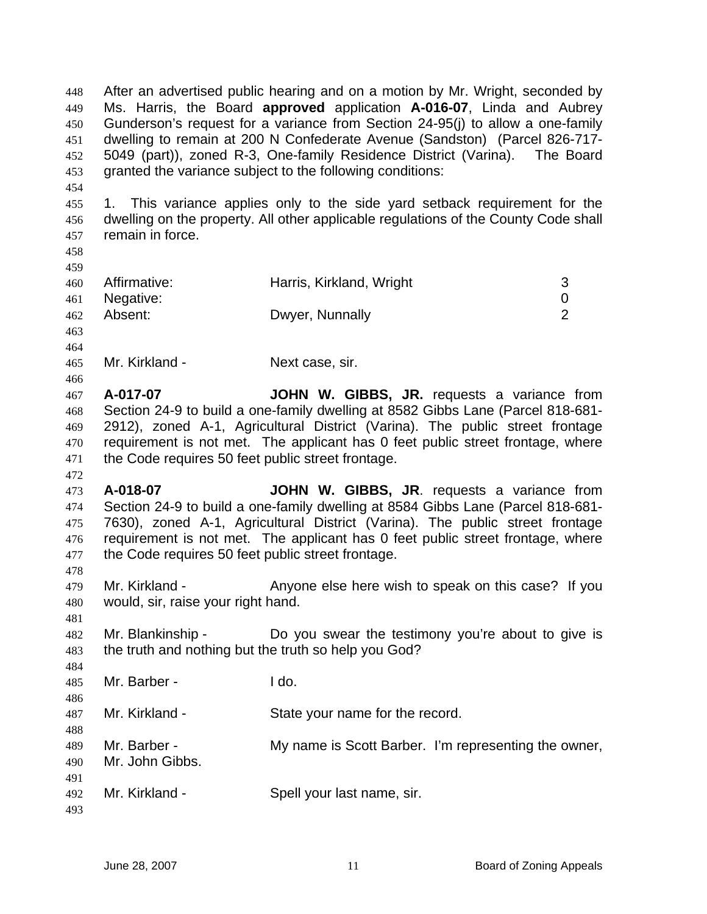After an advertised public hearing and on a motion by Mr. Wright, seconded by Ms. Harris, the Board **approved** application **A-016-07**, Linda and Aubrey Gunderson's request for a variance from Section 24-95(j) to allow a one-family dwelling to remain at 200 N Confederate Avenue (Sandston) (Parcel 826-717-5049 (part)), zoned R-3, One-family Residence District (Varina). The Board granted the variance subject to the following conditions:

1. This variance applies only to the side yard setback requirement for the dwelling on the property. All other applicable regulations of the County Code shall remain in force.

| | | |
|---|---|---|
| Affirmative: | Harris, Kirkland, Wright | 3 |
| Negative: | | 0 |
| Absent: | Dwyer, Nunnally | 2 |

Mr. Kirkland - Next case, sir.

**A-017-07** **JOHN W. GIBBS, JR.** requests a variance from Section 24-9 to build a one-family dwelling at 8582 Gibbs Lane (Parcel 818-681-2912), zoned A-1, Agricultural District (Varina). The public street frontage requirement is not met. The applicant has 0 feet public street frontage, where the Code requires 50 feet public street frontage.

**A-018-07** **JOHN W. GIBBS, JR**. requests a variance from Section 24-9 to build a one-family dwelling at 8584 Gibbs Lane (Parcel 818-681-7630), zoned A-1, Agricultural District (Varina). The public street frontage requirement is not met. The applicant has 0 feet public street frontage, where the Code requires 50 feet public street frontage.

Mr. Kirkland - Anyone else here wish to speak on this case? If you would, sir, raise your right hand.

Mr. Blankinship - Do you swear the testimony you're about to give is the truth and nothing but the truth so help you God?

Mr. Barber - I do.

Mr. Kirkland - State your name for the record.

Mr. Barber - My name is Scott Barber. I'm representing the owner, Mr. John Gibbs.

Mr. Kirkland - Spell your last name, sir.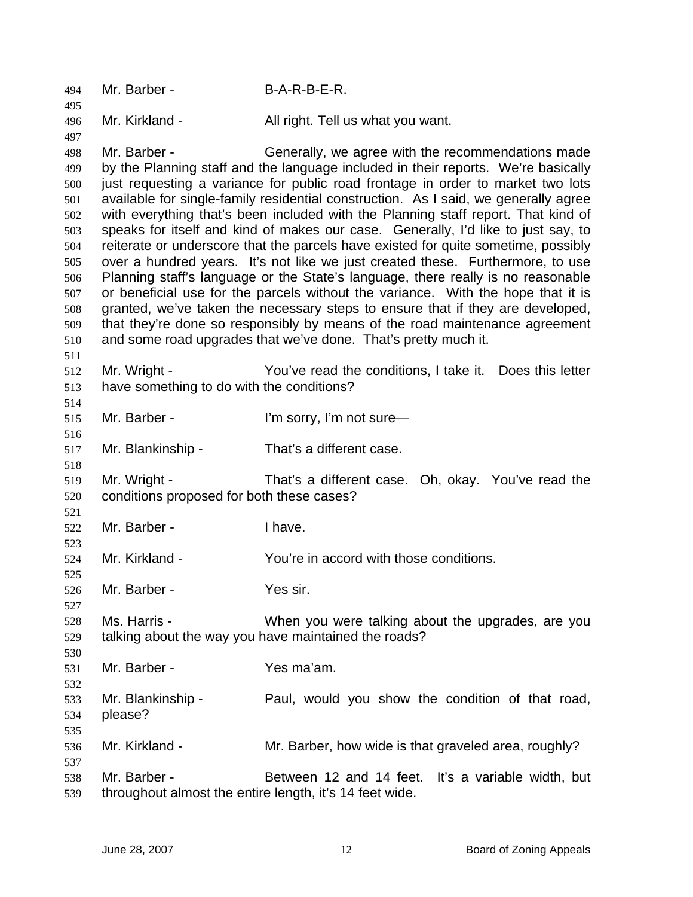Mr. Barber - B-A-R-B-E-R.

Mr. Kirkland - All right. Tell us what you want.

Mr. Barber - Generally, we agree with the recommendations made by the Planning staff and the language included in their reports. We're basically just requesting a variance for public road frontage in order to market two lots available for single-family residential construction. As I said, we generally agree with everything that's been included with the Planning staff report. That kind of speaks for itself and kind of makes our case. Generally, I'd like to just say, to reiterate or underscore that the parcels have existed for quite sometime, possibly over a hundred years. It's not like we just created these. Furthermore, to use Planning staff's language or the State's language, there really is no reasonable or beneficial use for the parcels without the variance. With the hope that it is granted, we've taken the necessary steps to ensure that if they are developed, that they're done so responsibly by means of the road maintenance agreement and some road upgrades that we've done. That's pretty much it.

Mr. Wright - You've read the conditions, I take it. Does this letter have something to do with the conditions?

Mr. Barber - I'm sorry, I'm not sure—

Mr. Blankinship - That's a different case.

Mr. Wright - That's a different case. Oh, okay. You've read the conditions proposed for both these cases?

Mr. Barber - I have.

Mr. Kirkland - You're in accord with those conditions.

Mr. Barber - Yes sir.

Ms. Harris - When you were talking about the upgrades, are you talking about the way you have maintained the roads?

Mr. Barber - Yes ma'am.

Mr. Blankinship - Paul, would you show the condition of that road, please?

Mr. Kirkland - Mr. Barber, how wide is that graveled area, roughly?

Mr. Barber - Between 12 and 14 feet. It's a variable width, but throughout almost the entire length, it's 14 feet wide.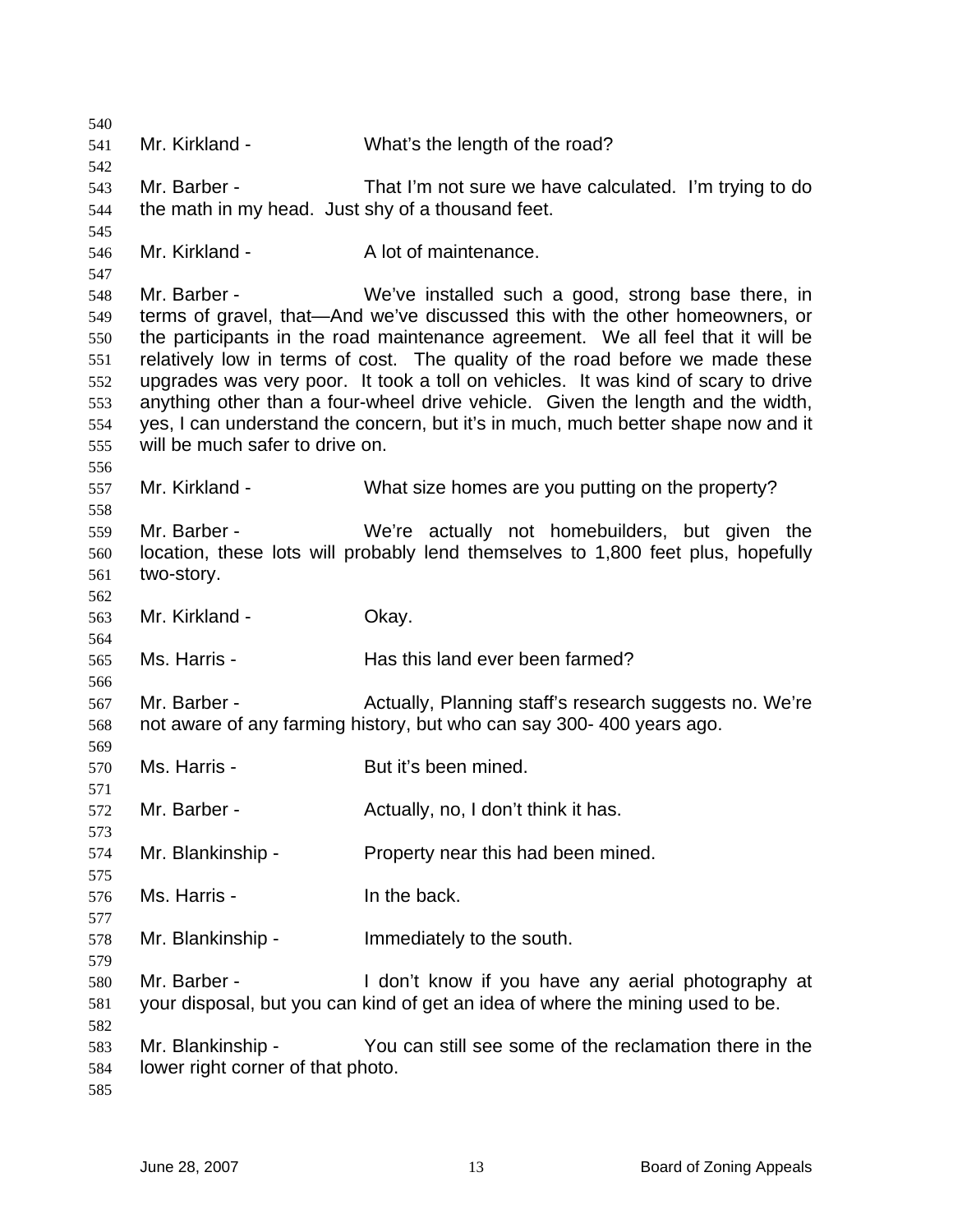Mr. Kirkland - What's the length of the road?

Mr. Barber - That I'm not sure we have calculated. I'm trying to do the math in my head. Just shy of a thousand feet.

Mr. Kirkland - A lot of maintenance.

Mr. Barber - We've installed such a good, strong base there, in terms of gravel, that—And we've discussed this with the other homeowners, or the participants in the road maintenance agreement. We all feel that it will be relatively low in terms of cost. The quality of the road before we made these upgrades was very poor. It took a toll on vehicles. It was kind of scary to drive anything other than a four-wheel drive vehicle. Given the length and the width, yes, I can understand the concern, but it's in much, much better shape now and it will be much safer to drive on.

Mr. Kirkland - What size homes are you putting on the property?

Mr. Barber - We're actually not homebuilders, but given the location, these lots will probably lend themselves to 1,800 feet plus, hopefully two-story.

Mr. Kirkland - Okay.

Ms. Harris - Has this land ever been farmed?

Mr. Barber - Actually, Planning staff's research suggests no. We're not aware of any farming history, but who can say 300- 400 years ago.

Ms. Harris - But it's been mined.

Mr. Barber - Actually, no, I don't think it has.

Mr. Blankinship - Property near this had been mined.

Ms. Harris - In the back.

Mr. Blankinship - Immediately to the south.

Mr. Barber - I don't know if you have any aerial photography at your disposal, but you can kind of get an idea of where the mining used to be.

Mr. Blankinship - You can still see some of the reclamation there in the lower right corner of that photo.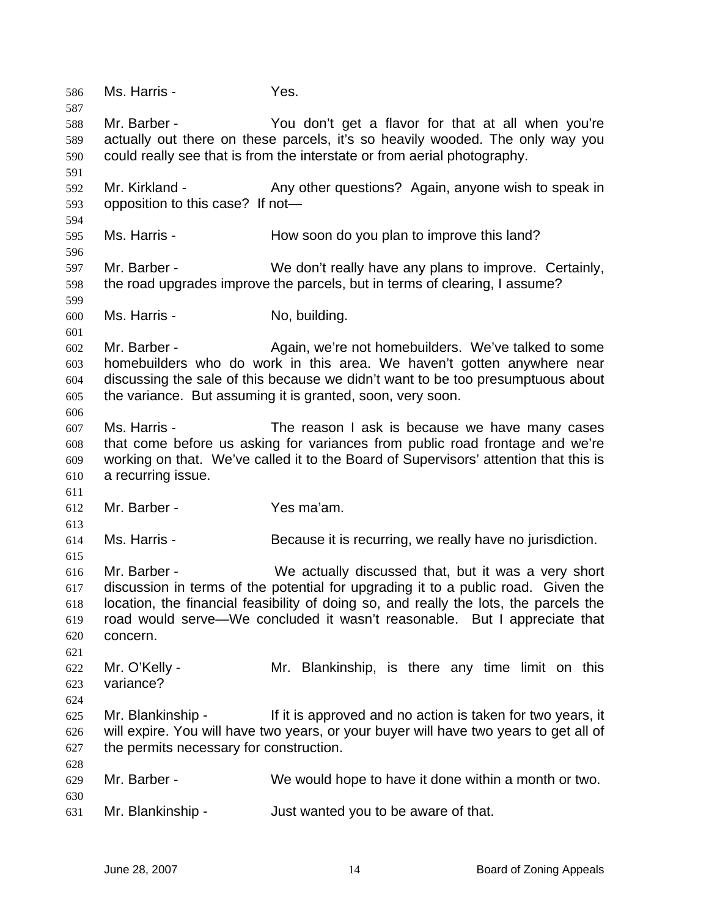Ms. Harris - Yes.

Mr. Barber - You don't get a flavor for that at all when you're actually out there on these parcels, it's so heavily wooded. The only way you could really see that is from the interstate or from aerial photography.

Mr. Kirkland - Any other questions? Again, anyone wish to speak in opposition to this case? If not—

Ms. Harris - How soon do you plan to improve this land?

Mr. Barber - We don't really have any plans to improve. Certainly, the road upgrades improve the parcels, but in terms of clearing, I assume?

Ms. Harris - No, building.

Mr. Barber - Again, we're not homebuilders. We've talked to some homebuilders who do work in this area. We haven't gotten anywhere near discussing the sale of this because we didn't want to be too presumptuous about the variance. But assuming it is granted, soon, very soon.

Ms. Harris - The reason I ask is because we have many cases that come before us asking for variances from public road frontage and we're working on that. We've called it to the Board of Supervisors' attention that this is a recurring issue.

Mr. Barber - Yes ma'am.

Ms. Harris - Because it is recurring, we really have no jurisdiction.

Mr. Barber - We actually discussed that, but it was a very short discussion in terms of the potential for upgrading it to a public road. Given the location, the financial feasibility of doing so, and really the lots, the parcels the road would serve—We concluded it wasn't reasonable. But I appreciate that concern.

Mr. O'Kelly - Mr. Blankinship, is there any time limit on this variance?

Mr. Blankinship - If it is approved and no action is taken for two years, it will expire. You will have two years, or your buyer will have two years to get all of the permits necessary for construction.

Mr. Barber - We would hope to have it done within a month or two.

Mr. Blankinship - Just wanted you to be aware of that.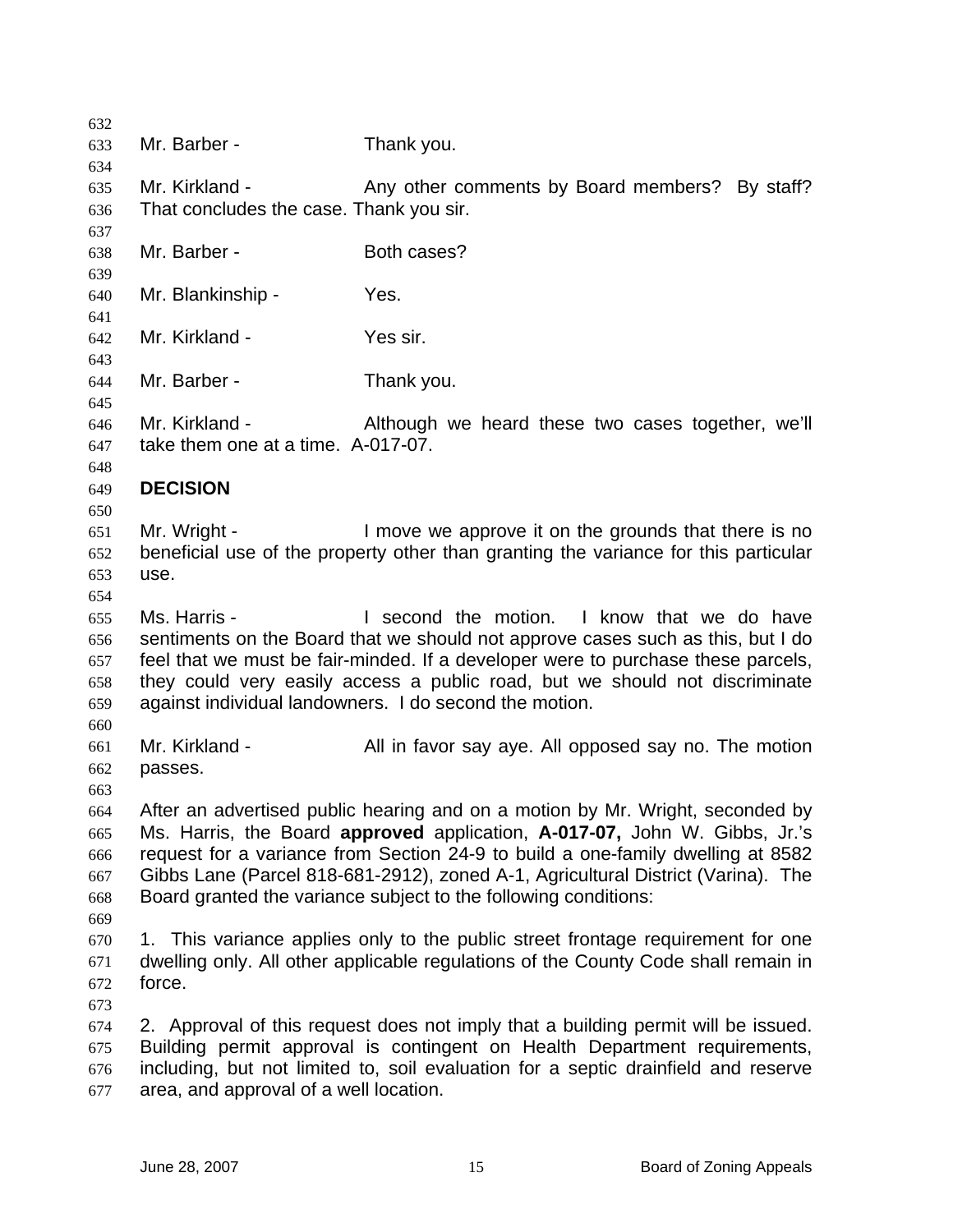Mr. Barber - Thank you.

Mr. Kirkland - Any other comments by Board members? By staff? That concludes the case. Thank you sir.

Mr. Barber - Both cases?

Mr. Blankinship - Yes.

Mr. Kirkland - Yes sir.

Mr. Barber - Thank you.

Mr. Kirkland - Although we heard these two cases together, we'll take them one at a time. A-017-07.

**DECISION**

Mr. Wright - I move we approve it on the grounds that there is no beneficial use of the property other than granting the variance for this particular use.

Ms. Harris - I second the motion. I know that we do have sentiments on the Board that we should not approve cases such as this, but I do feel that we must be fair-minded. If a developer were to purchase these parcels, they could very easily access a public road, but we should not discriminate against individual landowners. I do second the motion.

Mr. Kirkland - All in favor say aye. All opposed say no. The motion passes.

After an advertised public hearing and on a motion by Mr. Wright, seconded by Ms. Harris, the Board **approved** application, **A-017-07,** John W. Gibbs, Jr.'s request for a variance from Section 24-9 to build a one-family dwelling at 8582 Gibbs Lane (Parcel 818-681-2912), zoned A-1, Agricultural District (Varina). The Board granted the variance subject to the following conditions:

1. This variance applies only to the public street frontage requirement for one dwelling only. All other applicable regulations of the County Code shall remain in force.

2. Approval of this request does not imply that a building permit will be issued. Building permit approval is contingent on Health Department requirements, including, but not limited to, soil evaluation for a septic drainfield and reserve area, and approval of a well location.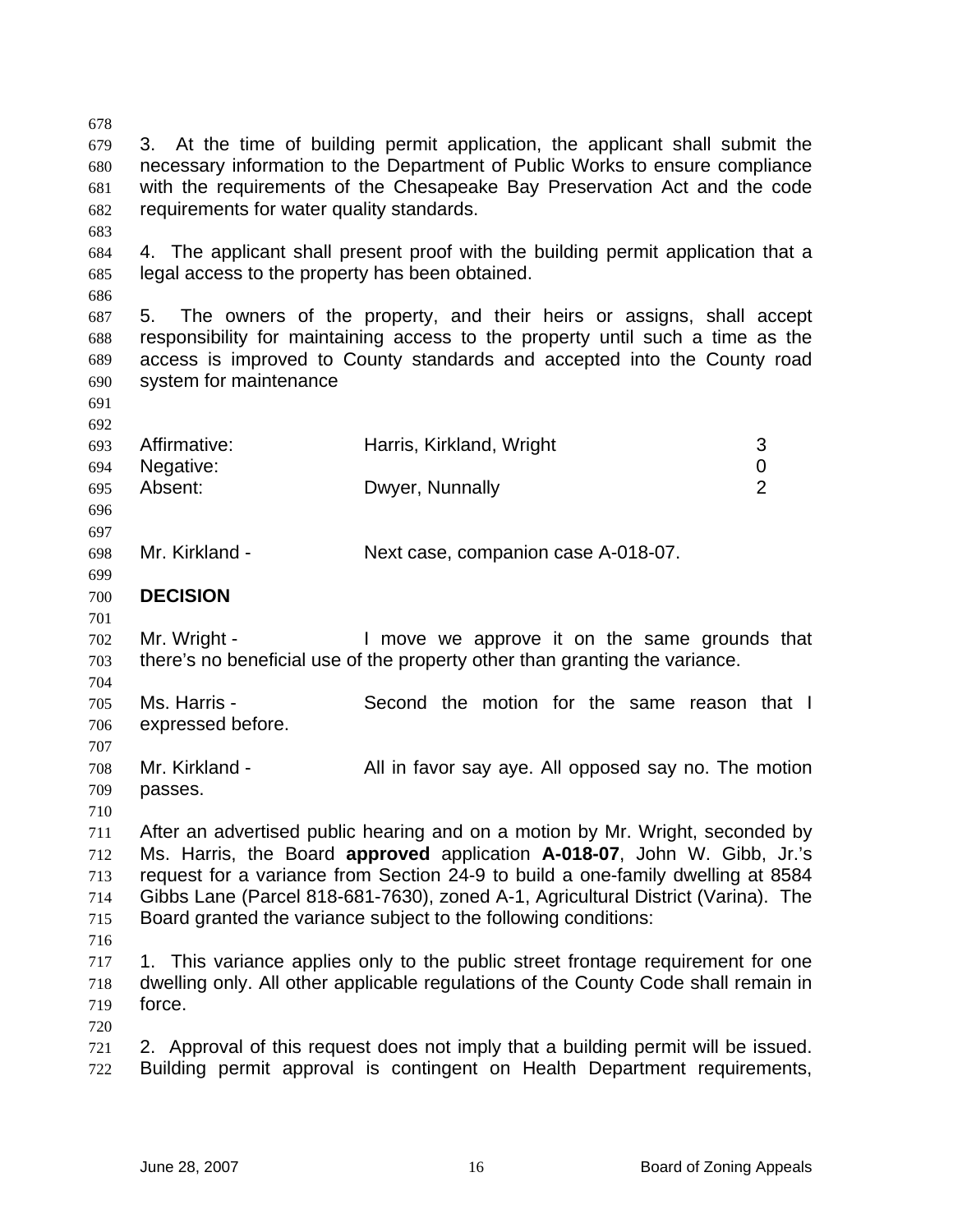3. At the time of building permit application, the applicant shall submit the necessary information to the Department of Public Works to ensure compliance with the requirements of the Chesapeake Bay Preservation Act and the code requirements for water quality standards.

4. The applicant shall present proof with the building permit application that a legal access to the property has been obtained.

5. The owners of the property, and their heirs or assigns, shall accept responsibility for maintaining access to the property until such a time as the access is improved to County standards and accepted into the County road system for maintenance

| | | |
|---|---|---|
| Affirmative: | Harris, Kirkland, Wright | 3 |
| Negative: | | 0 |
| Absent: | Dwyer, Nunnally | 2 |

Mr. Kirkland - Next case, companion case A-018-07.

**DECISION**

Mr. Wright - I move we approve it on the same grounds that there's no beneficial use of the property other than granting the variance.

Ms. Harris - Second the motion for the same reason that I expressed before.

Mr. Kirkland - All in favor say aye. All opposed say no. The motion passes.

After an advertised public hearing and on a motion by Mr. Wright, seconded by Ms. Harris, the Board **approved** application **A-018-07**, John W. Gibb, Jr.'s request for a variance from Section 24-9 to build a one-family dwelling at 8584 Gibbs Lane (Parcel 818-681-7630), zoned A-1, Agricultural District (Varina). The Board granted the variance subject to the following conditions:

1. This variance applies only to the public street frontage requirement for one dwelling only. All other applicable regulations of the County Code shall remain in force.

2. Approval of this request does not imply that a building permit will be issued. Building permit approval is contingent on Health Department requirements,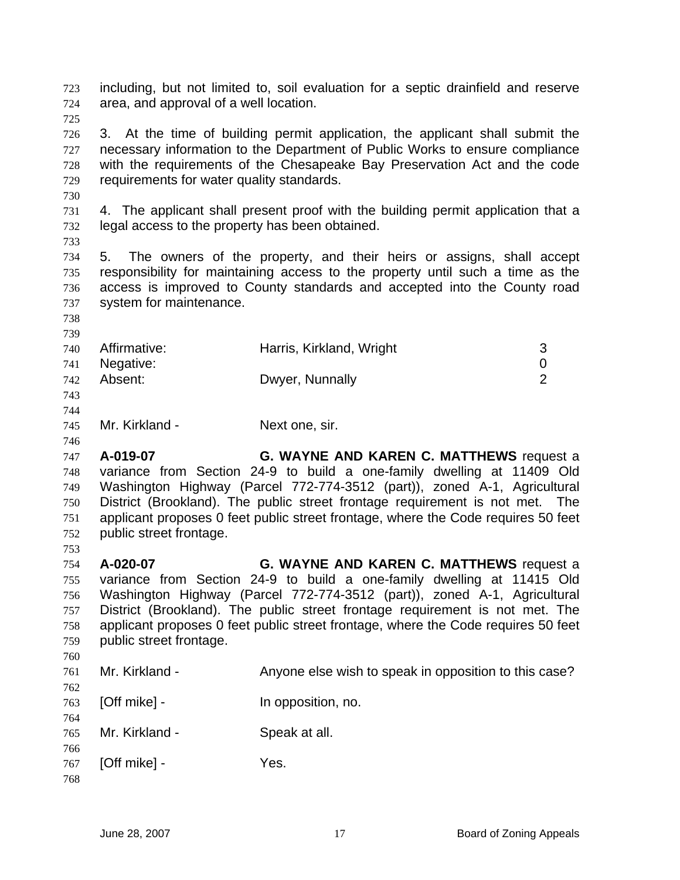including, but not limited to, soil evaluation for a septic drainfield and reserve area, and approval of a well location.

3. At the time of building permit application, the applicant shall submit the necessary information to the Department of Public Works to ensure compliance with the requirements of the Chesapeake Bay Preservation Act and the code requirements for water quality standards.

4. The applicant shall present proof with the building permit application that a legal access to the property has been obtained.

5. The owners of the property, and their heirs or assigns, shall accept responsibility for maintaining access to the property until such a time as the access is improved to County standards and accepted into the County road system for maintenance.

| | | |
|---|---|---|
| Affirmative: | Harris, Kirkland, Wright | 3 |
| Negative: | | 0 |
| Absent: | Dwyer, Nunnally | 2 |

Mr. Kirkland - Next one, sir.

**A-019-07** **G. WAYNE AND KAREN C. MATTHEWS** request a variance from Section 24-9 to build a one-family dwelling at 11409 Old Washington Highway (Parcel 772-774-3512 (part)), zoned A-1, Agricultural District (Brookland). The public street frontage requirement is not met. The applicant proposes 0 feet public street frontage, where the Code requires 50 feet public street frontage.

**A-020-07** **G. WAYNE AND KAREN C. MATTHEWS** request a variance from Section 24-9 to build a one-family dwelling at 11415 Old Washington Highway (Parcel 772-774-3512 (part)), zoned A-1, Agricultural District (Brookland). The public street frontage requirement is not met. The applicant proposes 0 feet public street frontage, where the Code requires 50 feet public street frontage.

Mr. Kirkland - Anyone else wish to speak in opposition to this case?

[Off mike] - In opposition, no.

Mr. Kirkland - Speak at all.

[Off mike] - Yes.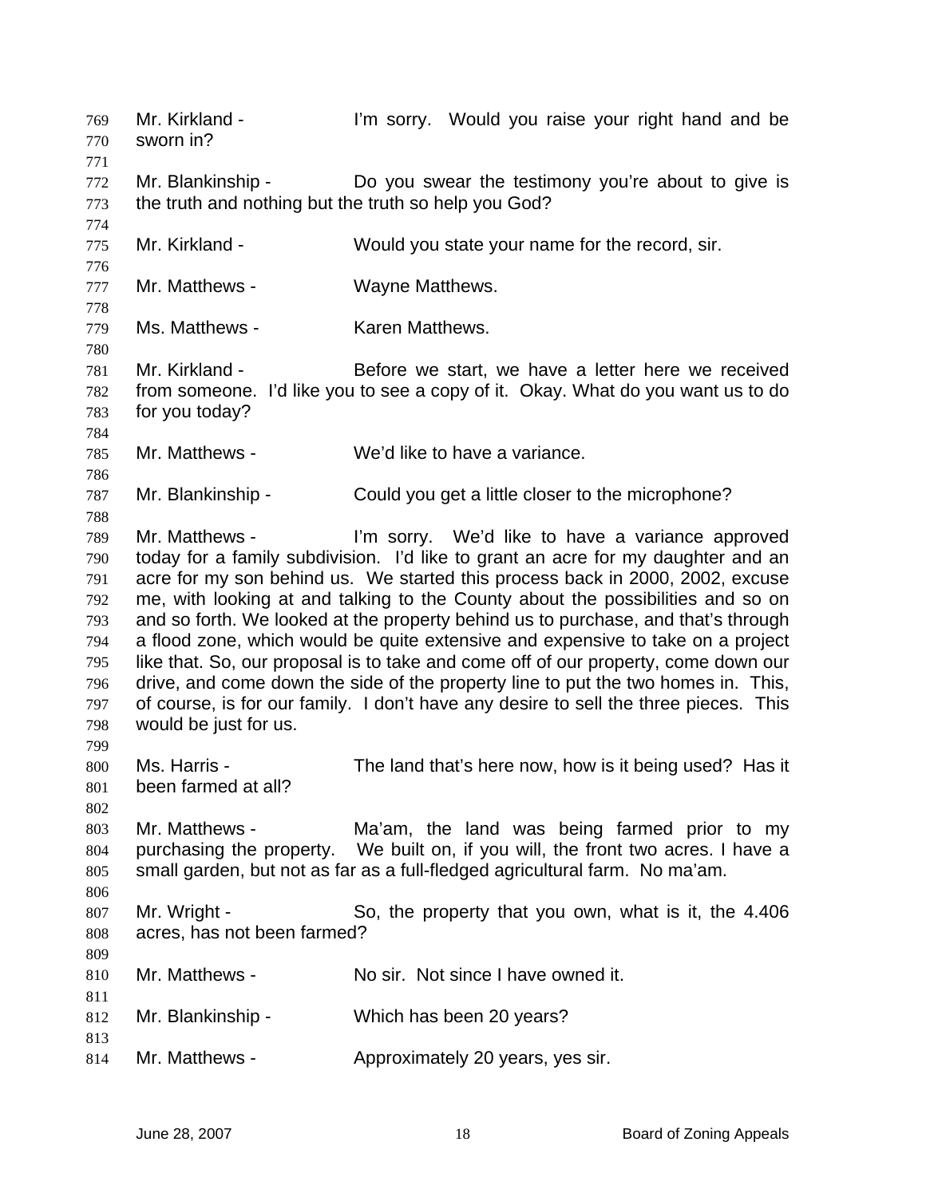Mr. Kirkland - I'm sorry. Would you raise your right hand and be sworn in?

Mr. Blankinship - Do you swear the testimony you're about to give is the truth and nothing but the truth so help you God?

Mr. Kirkland - Would you state your name for the record, sir.

Mr. Matthews - Wayne Matthews.

Ms. Matthews - Karen Matthews.

Mr. Kirkland - Before we start, we have a letter here we received from someone. I'd like you to see a copy of it. Okay. What do you want us to do for you today?

Mr. Matthews - We'd like to have a variance.

Mr. Blankinship - Could you get a little closer to the microphone?

Mr. Matthews - I'm sorry. We'd like to have a variance approved today for a family subdivision. I'd like to grant an acre for my daughter and an acre for my son behind us. We started this process back in 2000, 2002, excuse me, with looking at and talking to the County about the possibilities and so on and so forth. We looked at the property behind us to purchase, and that's through a flood zone, which would be quite extensive and expensive to take on a project like that. So, our proposal is to take and come off of our property, come down our drive, and come down the side of the property line to put the two homes in. This, of course, is for our family. I don't have any desire to sell the three pieces. This would be just for us.

Ms. Harris - The land that's here now, how is it being used? Has it been farmed at all?

Mr. Matthews - Ma'am, the land was being farmed prior to my purchasing the property. We built on, if you will, the front two acres. I have a small garden, but not as far as a full-fledged agricultural farm. No ma'am.

Mr. Wright - So, the property that you own, what is it, the 4.406 acres, has not been farmed?

Mr. Matthews - No sir. Not since I have owned it.

Mr. Blankinship - Which has been 20 years?

Mr. Matthews - Approximately 20 years, yes sir.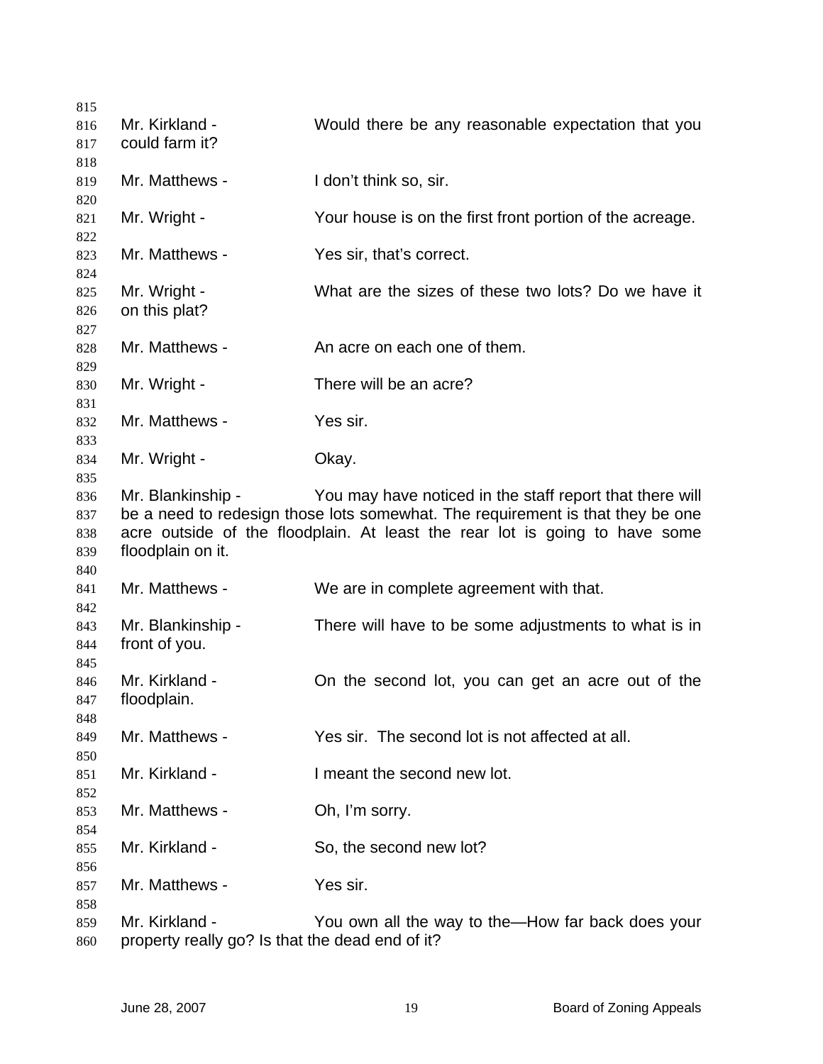Mr. Kirkland - Would there be any reasonable expectation that you could farm it?

Mr. Matthews - I don't think so, sir.

Mr. Wright - Your house is on the first front portion of the acreage.

Mr. Matthews - Yes sir, that's correct.

Mr. Wright - What are the sizes of these two lots? Do we have it on this plat?

Mr. Matthews - An acre on each one of them.

Mr. Wright - There will be an acre?

Mr. Matthews - Yes sir.

Mr. Wright - Okay.

Mr. Blankinship - You may have noticed in the staff report that there will be a need to redesign those lots somewhat. The requirement is that they be one acre outside of the floodplain. At least the rear lot is going to have some floodplain on it.

Mr. Matthews - We are in complete agreement with that.

Mr. Blankinship - There will have to be some adjustments to what is in front of you.

Mr. Kirkland - On the second lot, you can get an acre out of the floodplain.

Mr. Matthews - Yes sir. The second lot is not affected at all.

Mr. Kirkland - I meant the second new lot.

Mr. Matthews - Oh, I'm sorry.

Mr. Kirkland - So, the second new lot?

Mr. Matthews - Yes sir.

Mr. Kirkland - You own all the way to the—How far back does your property really go? Is that the dead end of it?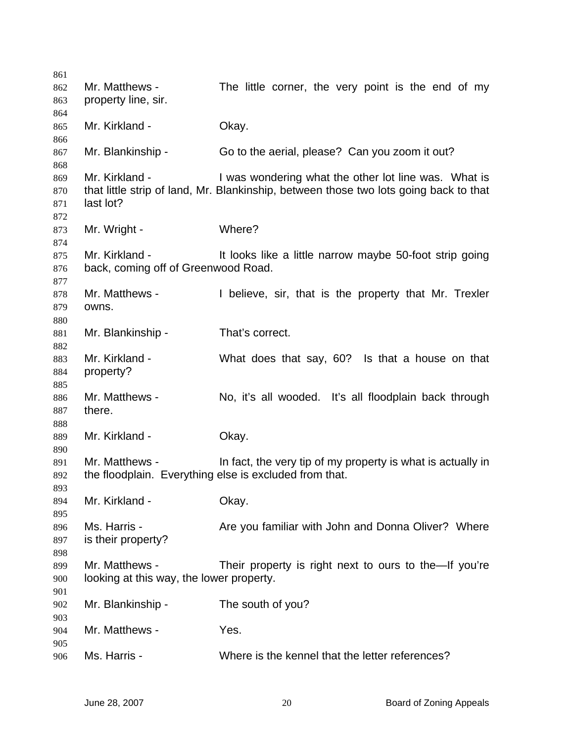Mr. Matthews - The little corner, the very point is the end of my property line, sir.

Mr. Kirkland - Okay.

Mr. Blankinship - Go to the aerial, please? Can you zoom it out?

Mr. Kirkland - I was wondering what the other lot line was. What is that little strip of land, Mr. Blankinship, between those two lots going back to that last lot?

Mr. Wright - Where?

Mr. Kirkland - It looks like a little narrow maybe 50-foot strip going back, coming off of Greenwood Road.

Mr. Matthews - I believe, sir, that is the property that Mr. Trexler owns.

Mr. Blankinship - That's correct.

Mr. Kirkland - What does that say, 60? Is that a house on that property?

Mr. Matthews - No, it's all wooded. It's all floodplain back through there.

Mr. Kirkland - Okay.

Mr. Matthews - In fact, the very tip of my property is what is actually in the floodplain. Everything else is excluded from that.

Mr. Kirkland - Okay.

Ms. Harris - Are you familiar with John and Donna Oliver? Where is their property?

Mr. Matthews - Their property is right next to ours to the—If you're looking at this way, the lower property.

Mr. Blankinship - The south of you?

Mr. Matthews - Yes.

Ms. Harris - Where is the kennel that the letter references?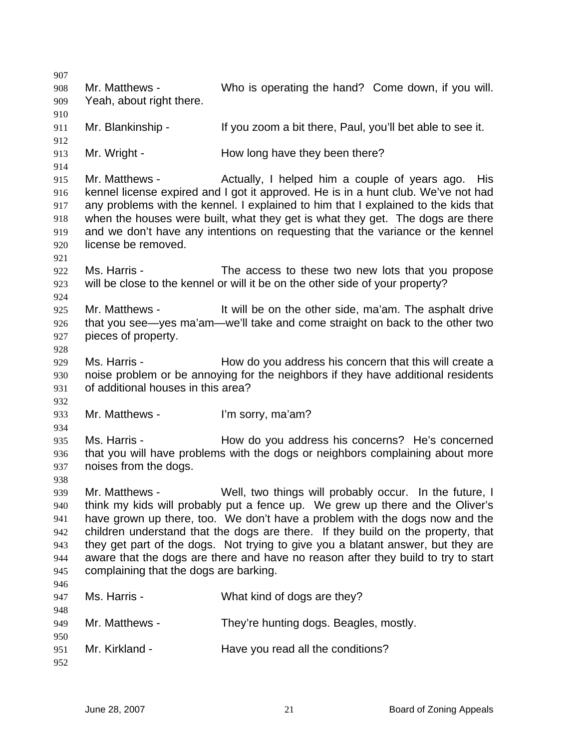Mr. Matthews - Who is operating the hand? Come down, if you will. Yeah, about right there.

Mr. Blankinship - If you zoom a bit there, Paul, you'll bet able to see it.

Mr. Wright - How long have they been there?

Mr. Matthews - Actually, I helped him a couple of years ago. His kennel license expired and I got it approved. He is in a hunt club. We've not had any problems with the kennel. I explained to him that I explained to the kids that when the houses were built, what they get is what they get. The dogs are there and we don't have any intentions on requesting that the variance or the kennel license be removed.

Ms. Harris - The access to these two new lots that you propose will be close to the kennel or will it be on the other side of your property?

Mr. Matthews - It will be on the other side, ma'am. The asphalt drive that you see—yes ma'am—we'll take and come straight on back to the other two pieces of property.

Ms. Harris - How do you address his concern that this will create a noise problem or be annoying for the neighbors if they have additional residents of additional houses in this area?

Mr. Matthews - I'm sorry, ma'am?

Ms. Harris - How do you address his concerns? He's concerned that you will have problems with the dogs or neighbors complaining about more noises from the dogs.

Mr. Matthews - Well, two things will probably occur. In the future, I think my kids will probably put a fence up. We grew up there and the Oliver's have grown up there, too. We don't have a problem with the dogs now and the children understand that the dogs are there. If they build on the property, that they get part of the dogs. Not trying to give you a blatant answer, but they are aware that the dogs are there and have no reason after they build to try to start complaining that the dogs are barking.

Ms. Harris - What kind of dogs are they?

Mr. Matthews - They're hunting dogs. Beagles, mostly.

Mr. Kirkland - Have you read all the conditions?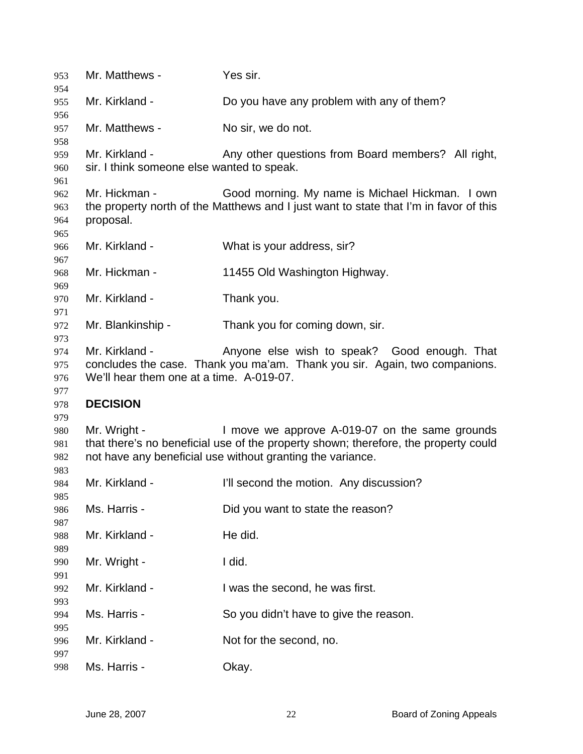Mr. Matthews - Yes sir.

Mr. Kirkland - Do you have any problem with any of them?

Mr. Matthews - No sir, we do not.

Mr. Kirkland - Any other questions from Board members? All right, sir. I think someone else wanted to speak.

Mr. Hickman - Good morning. My name is Michael Hickman. I own the property north of the Matthews and I just want to state that I'm in favor of this proposal.

Mr. Kirkland - What is your address, sir?

Mr. Hickman - 11455 Old Washington Highway.

Mr. Kirkland - Thank you.

Mr. Blankinship - Thank you for coming down, sir.

Mr. Kirkland - Anyone else wish to speak? Good enough. That concludes the case. Thank you ma'am. Thank you sir. Again, two companions. We'll hear them one at a time. A-019-07.

**DECISION**

Mr. Wright - I move we approve A-019-07 on the same grounds that there's no beneficial use of the property shown; therefore, the property could not have any beneficial use without granting the variance.

Mr. Kirkland - I'll second the motion. Any discussion?

Ms. Harris - Did you want to state the reason?

Mr. Kirkland - He did.

Mr. Wright - I did.

Mr. Kirkland - I was the second, he was first.

Ms. Harris - So you didn't have to give the reason.

Mr. Kirkland - Not for the second, no.

Ms. Harris - Okay.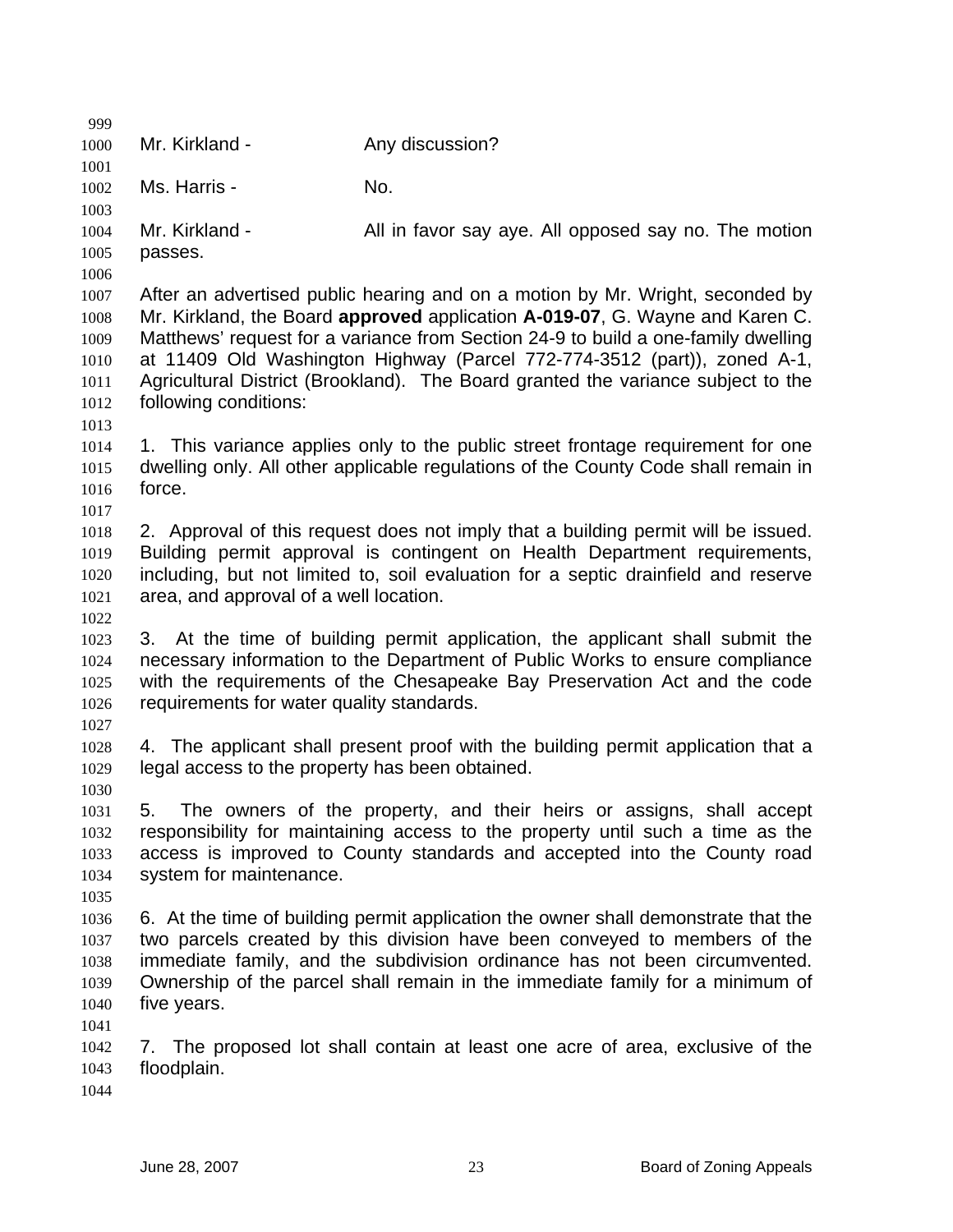Mr. Kirkland - Any discussion?

Ms. Harris - No.

Mr. Kirkland - All in favor say aye. All opposed say no. The motion passes.

After an advertised public hearing and on a motion by Mr. Wright, seconded by Mr. Kirkland, the Board **approved** application **A-019-07**, G. Wayne and Karen C. Matthews' request for a variance from Section 24-9 to build a one-family dwelling at 11409 Old Washington Highway (Parcel 772-774-3512 (part)), zoned A-1, Agricultural District (Brookland). The Board granted the variance subject to the following conditions:

1. This variance applies only to the public street frontage requirement for one dwelling only. All other applicable regulations of the County Code shall remain in force.

2. Approval of this request does not imply that a building permit will be issued. Building permit approval is contingent on Health Department requirements, including, but not limited to, soil evaluation for a septic drainfield and reserve area, and approval of a well location.

3. At the time of building permit application, the applicant shall submit the necessary information to the Department of Public Works to ensure compliance with the requirements of the Chesapeake Bay Preservation Act and the code requirements for water quality standards.

4. The applicant shall present proof with the building permit application that a legal access to the property has been obtained.

5. The owners of the property, and their heirs or assigns, shall accept responsibility for maintaining access to the property until such a time as the access is improved to County standards and accepted into the County road system for maintenance.

6. At the time of building permit application the owner shall demonstrate that the two parcels created by this division have been conveyed to members of the immediate family, and the subdivision ordinance has not been circumvented. Ownership of the parcel shall remain in the immediate family for a minimum of five years.

7. The proposed lot shall contain at least one acre of area, exclusive of the floodplain.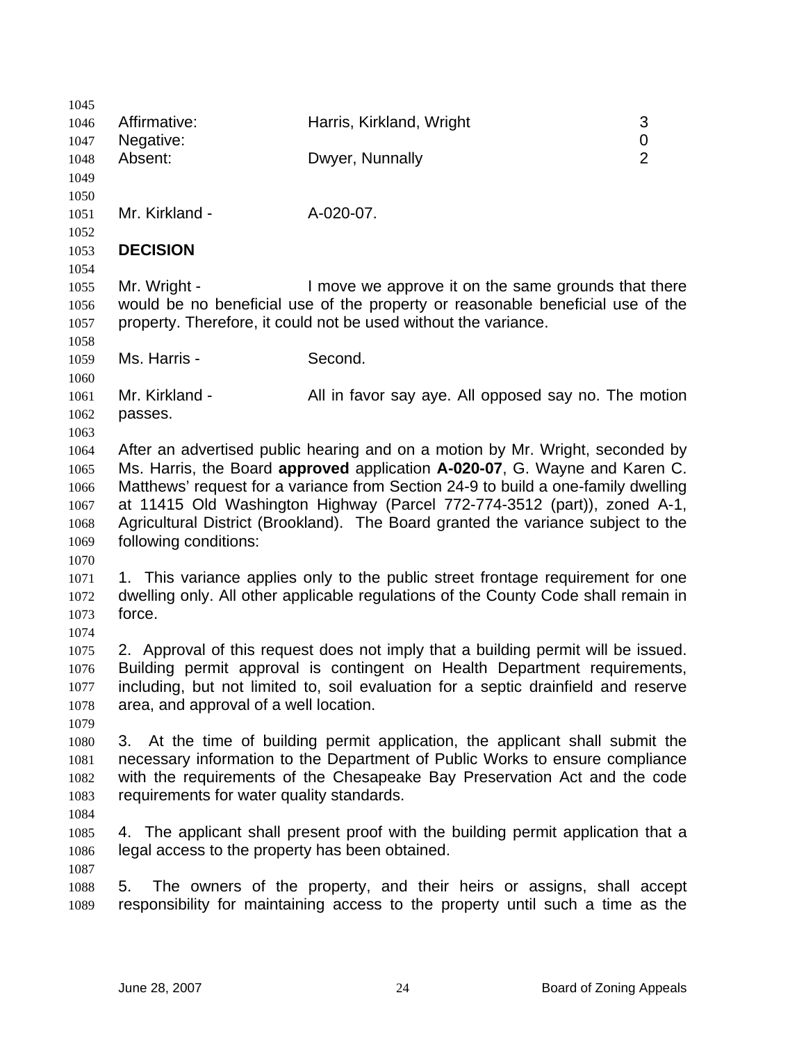| Affirmative: | Harris, Kirkland, Wright | 3 |
|---|---|---|
| Negative: | | 0 |
| Absent: | Dwyer, Nunnally | 2 |

Mr. Kirkland - A-020-07.

**DECISION**

Mr. Wright - I move we approve it on the same grounds that there would be no beneficial use of the property or reasonable beneficial use of the property. Therefore, it could not be used without the variance.

Ms. Harris - Second.

Mr. Kirkland - All in favor say aye. All opposed say no. The motion passes.

After an advertised public hearing and on a motion by Mr. Wright, seconded by Ms. Harris, the Board **approved** application **A-020-07**, G. Wayne and Karen C. Matthews' request for a variance from Section 24-9 to build a one-family dwelling at 11415 Old Washington Highway (Parcel 772-774-3512 (part)), zoned A-1, Agricultural District (Brookland). The Board granted the variance subject to the following conditions:

1. This variance applies only to the public street frontage requirement for one dwelling only. All other applicable regulations of the County Code shall remain in force.

2. Approval of this request does not imply that a building permit will be issued. Building permit approval is contingent on Health Department requirements, including, but not limited to, soil evaluation for a septic drainfield and reserve area, and approval of a well location.

3. At the time of building permit application, the applicant shall submit the necessary information to the Department of Public Works to ensure compliance with the requirements of the Chesapeake Bay Preservation Act and the code requirements for water quality standards.

4. The applicant shall present proof with the building permit application that a legal access to the property has been obtained.

5. The owners of the property, and their heirs or assigns, shall accept responsibility for maintaining access to the property until such a time as the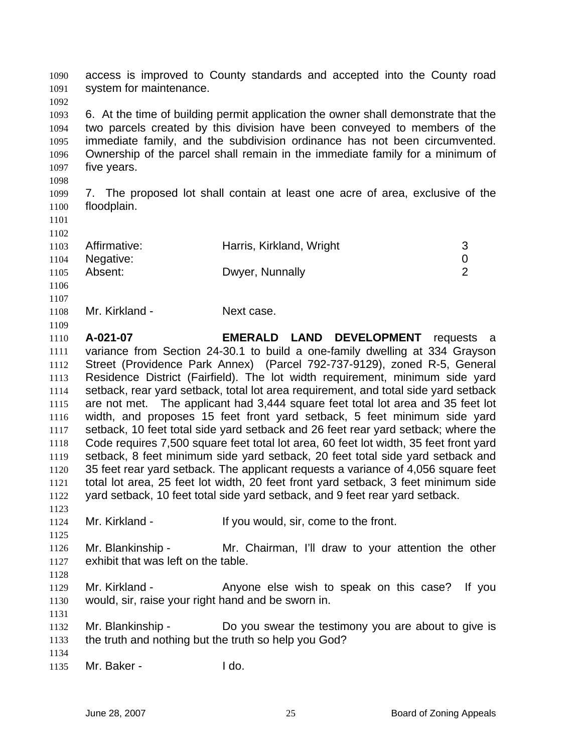access is improved to County standards and accepted into the County road system for maintenance.

6. At the time of building permit application the owner shall demonstrate that the two parcels created by this division have been conveyed to members of the immediate family, and the subdivision ordinance has not been circumvented. Ownership of the parcel shall remain in the immediate family for a minimum of five years.

7. The proposed lot shall contain at least one acre of area, exclusive of the floodplain.

| | | |
|---|---|---|
| Affirmative: | Harris, Kirkland, Wright | 3 |
| Negative: | | 0 |
| Absent: | Dwyer, Nunnally | 2 |

Mr. Kirkland - Next case.

**A-021-07** **EMERALD LAND DEVELOPMENT** requests a variance from Section 24-30.1 to build a one-family dwelling at 334 Grayson Street (Providence Park Annex) (Parcel 792-737-9129), zoned R-5, General Residence District (Fairfield). The lot width requirement, minimum side yard setback, rear yard setback, total lot area requirement, and total side yard setback are not met. The applicant had 3,444 square feet total lot area and 35 feet lot width, and proposes 15 feet front yard setback, 5 feet minimum side yard setback, 10 feet total side yard setback and 26 feet rear yard setback; where the Code requires 7,500 square feet total lot area, 60 feet lot width, 35 feet front yard setback, 8 feet minimum side yard setback, 20 feet total side yard setback and 35 feet rear yard setback. The applicant requests a variance of 4,056 square feet total lot area, 25 feet lot width, 20 feet front yard setback, 3 feet minimum side yard setback, 10 feet total side yard setback, and 9 feet rear yard setback.

Mr. Kirkland - If you would, sir, come to the front.

Mr. Blankinship - Mr. Chairman, I'll draw to your attention the other exhibit that was left on the table.

Mr. Kirkland - Anyone else wish to speak on this case? If you would, sir, raise your right hand and be sworn in.

Mr. Blankinship - Do you swear the testimony you are about to give is the truth and nothing but the truth so help you God?

Mr. Baker - I do.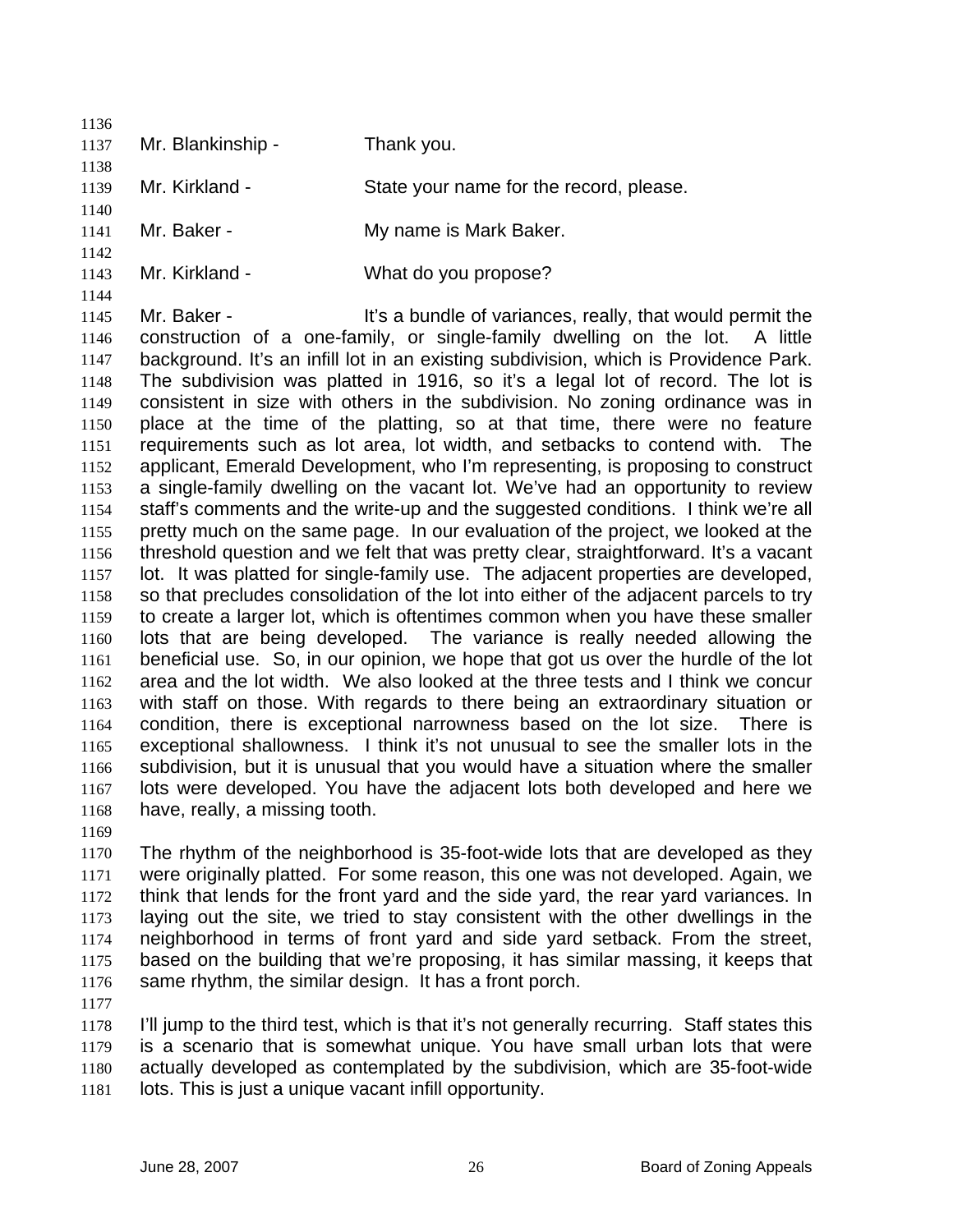Mr. Blankinship - Thank you.

Mr. Kirkland - State your name for the record, please.

Mr. Baker - My name is Mark Baker.

Mr. Kirkland - What do you propose?

Mr. Baker - It's a bundle of variances, really, that would permit the construction of a one-family, or single-family dwelling on the lot. A little background. It's an infill lot in an existing subdivision, which is Providence Park. The subdivision was platted in 1916, so it's a legal lot of record. The lot is consistent in size with others in the subdivision. No zoning ordinance was in place at the time of the platting, so at that time, there were no feature requirements such as lot area, lot width, and setbacks to contend with. The applicant, Emerald Development, who I'm representing, is proposing to construct a single-family dwelling on the vacant lot. We've had an opportunity to review staff's comments and the write-up and the suggested conditions. I think we're all pretty much on the same page. In our evaluation of the project, we looked at the threshold question and we felt that was pretty clear, straightforward. It's a vacant lot. It was platted for single-family use. The adjacent properties are developed, so that precludes consolidation of the lot into either of the adjacent parcels to try to create a larger lot, which is oftentimes common when you have these smaller lots that are being developed. The variance is really needed allowing the beneficial use. So, in our opinion, we hope that got us over the hurdle of the lot area and the lot width. We also looked at the three tests and I think we concur with staff on those. With regards to there being an extraordinary situation or condition, there is exceptional narrowness based on the lot size. There is exceptional shallowness. I think it's not unusual to see the smaller lots in the subdivision, but it is unusual that you would have a situation where the smaller lots were developed. You have the adjacent lots both developed and here we have, really, a missing tooth.

The rhythm of the neighborhood is 35-foot-wide lots that are developed as they were originally platted. For some reason, this one was not developed. Again, we think that lends for the front yard and the side yard, the rear yard variances. In laying out the site, we tried to stay consistent with the other dwellings in the neighborhood in terms of front yard and side yard setback. From the street, based on the building that we're proposing, it has similar massing, it keeps that same rhythm, the similar design. It has a front porch.

I'll jump to the third test, which is that it's not generally recurring. Staff states this is a scenario that is somewhat unique. You have small urban lots that were actually developed as contemplated by the subdivision, which are 35-foot-wide lots. This is just a unique vacant infill opportunity.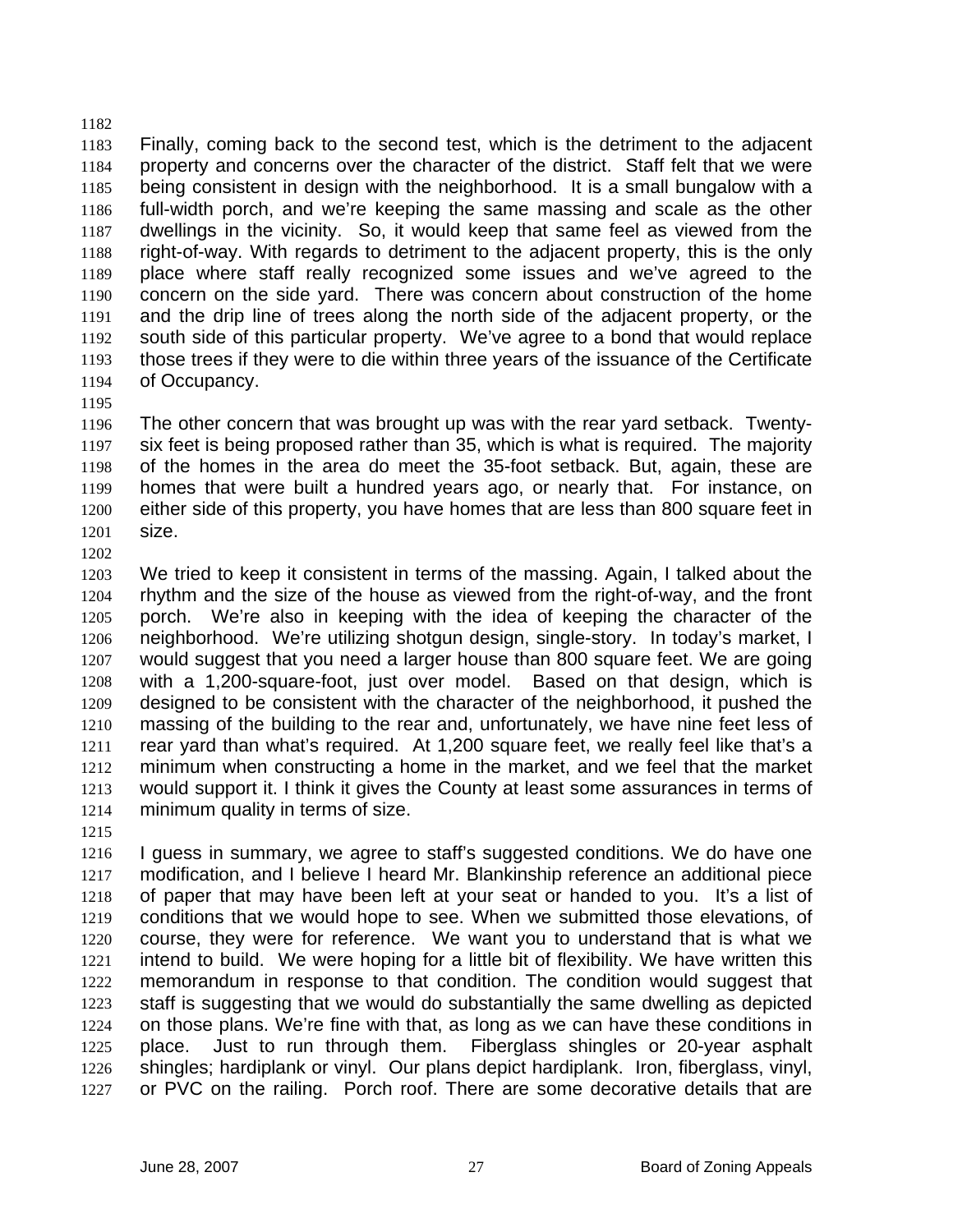Finally, coming back to the second test, which is the detriment to the adjacent property and concerns over the character of the district. Staff felt that we were being consistent in design with the neighborhood. It is a small bungalow with a full-width porch, and we're keeping the same massing and scale as the other dwellings in the vicinity. So, it would keep that same feel as viewed from the right-of-way. With regards to detriment to the adjacent property, this is the only place where staff really recognized some issues and we've agreed to the concern on the side yard. There was concern about construction of the home and the drip line of trees along the north side of the adjacent property, or the south side of this particular property. We've agree to a bond that would replace those trees if they were to die within three years of the issuance of the Certificate of Occupancy.

The other concern that was brought up was with the rear yard setback. Twenty-six feet is being proposed rather than 35, which is what is required. The majority of the homes in the area do meet the 35-foot setback. But, again, these are homes that were built a hundred years ago, or nearly that. For instance, on either side of this property, you have homes that are less than 800 square feet in size.

We tried to keep it consistent in terms of the massing. Again, I talked about the rhythm and the size of the house as viewed from the right-of-way, and the front porch. We're also in keeping with the idea of keeping the character of the neighborhood. We're utilizing shotgun design, single-story. In today's market, I would suggest that you need a larger house than 800 square feet. We are going with a 1,200-square-foot, just over model. Based on that design, which is designed to be consistent with the character of the neighborhood, it pushed the massing of the building to the rear and, unfortunately, we have nine feet less of rear yard than what's required. At 1,200 square feet, we really feel like that's a minimum when constructing a home in the market, and we feel that the market would support it. I think it gives the County at least some assurances in terms of minimum quality in terms of size.

I guess in summary, we agree to staff's suggested conditions. We do have one modification, and I believe I heard Mr. Blankinship reference an additional piece of paper that may have been left at your seat or handed to you. It's a list of conditions that we would hope to see. When we submitted those elevations, of course, they were for reference. We want you to understand that is what we intend to build. We were hoping for a little bit of flexibility. We have written this memorandum in response to that condition. The condition would suggest that staff is suggesting that we would do substantially the same dwelling as depicted on those plans. We're fine with that, as long as we can have these conditions in place. Just to run through them. Fiberglass shingles or 20-year asphalt shingles; hardiplank or vinyl. Our plans depict hardiplank. Iron, fiberglass, vinyl, or PVC on the railing. Porch roof. There are some decorative details that are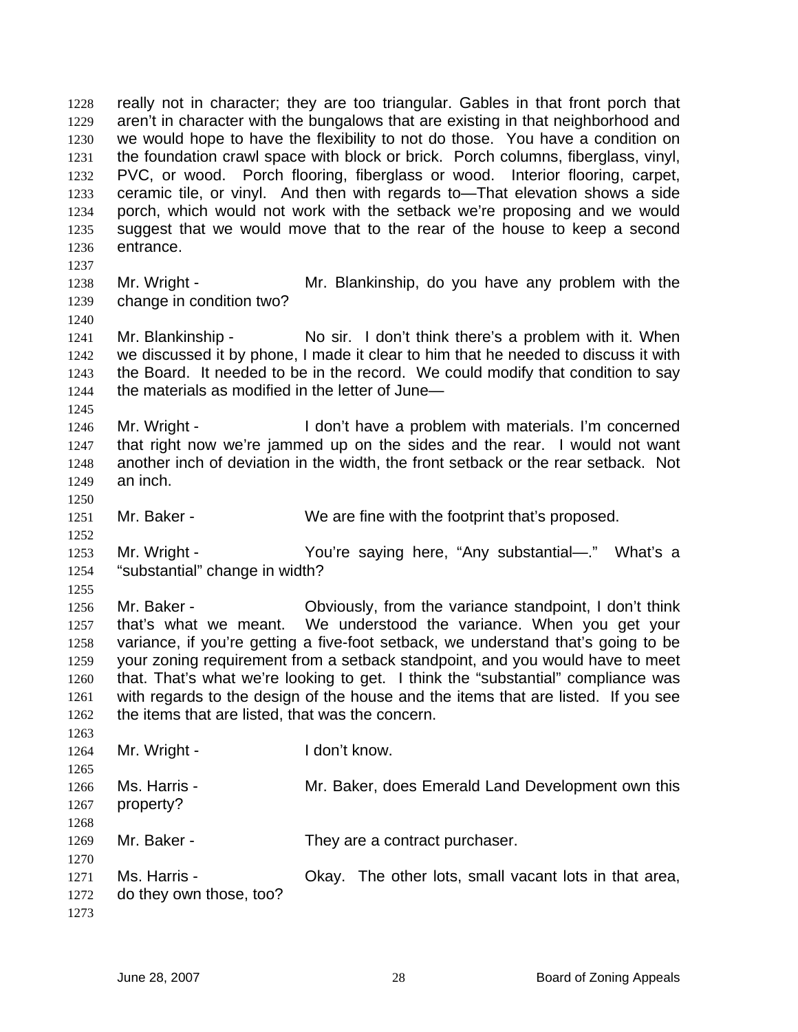really not in character; they are too triangular. Gables in that front porch that aren't in character with the bungalows that are existing in that neighborhood and we would hope to have the flexibility to not do those. You have a condition on the foundation crawl space with block or brick. Porch columns, fiberglass, vinyl, PVC, or wood. Porch flooring, fiberglass or wood. Interior flooring, carpet, ceramic tile, or vinyl. And then with regards to—That elevation shows a side porch, which would not work with the setback we're proposing and we would suggest that we would move that to the rear of the house to keep a second entrance.

Mr. Wright - Mr. Blankinship, do you have any problem with the change in condition two?

Mr. Blankinship - No sir. I don't think there's a problem with it. When we discussed it by phone, I made it clear to him that he needed to discuss it with the Board. It needed to be in the record. We could modify that condition to say the materials as modified in the letter of June—

Mr. Wright - I don't have a problem with materials. I'm concerned that right now we're jammed up on the sides and the rear. I would not want another inch of deviation in the width, the front setback or the rear setback. Not an inch.

Mr. Baker - We are fine with the footprint that's proposed.

Mr. Wright - You're saying here, "Any substantial—." What's a "substantial" change in width?

Mr. Baker - Obviously, from the variance standpoint, I don't think that's what we meant. We understood the variance. When you get your variance, if you're getting a five-foot setback, we understand that's going to be your zoning requirement from a setback standpoint, and you would have to meet that. That's what we're looking to get. I think the "substantial" compliance was with regards to the design of the house and the items that are listed. If you see the items that are listed, that was the concern.

Mr. Wright - I don't know.

Ms. Harris - Mr. Baker, does Emerald Land Development own this property?

Mr. Baker - They are a contract purchaser.

Ms. Harris - Okay. The other lots, small vacant lots in that area, do they own those, too?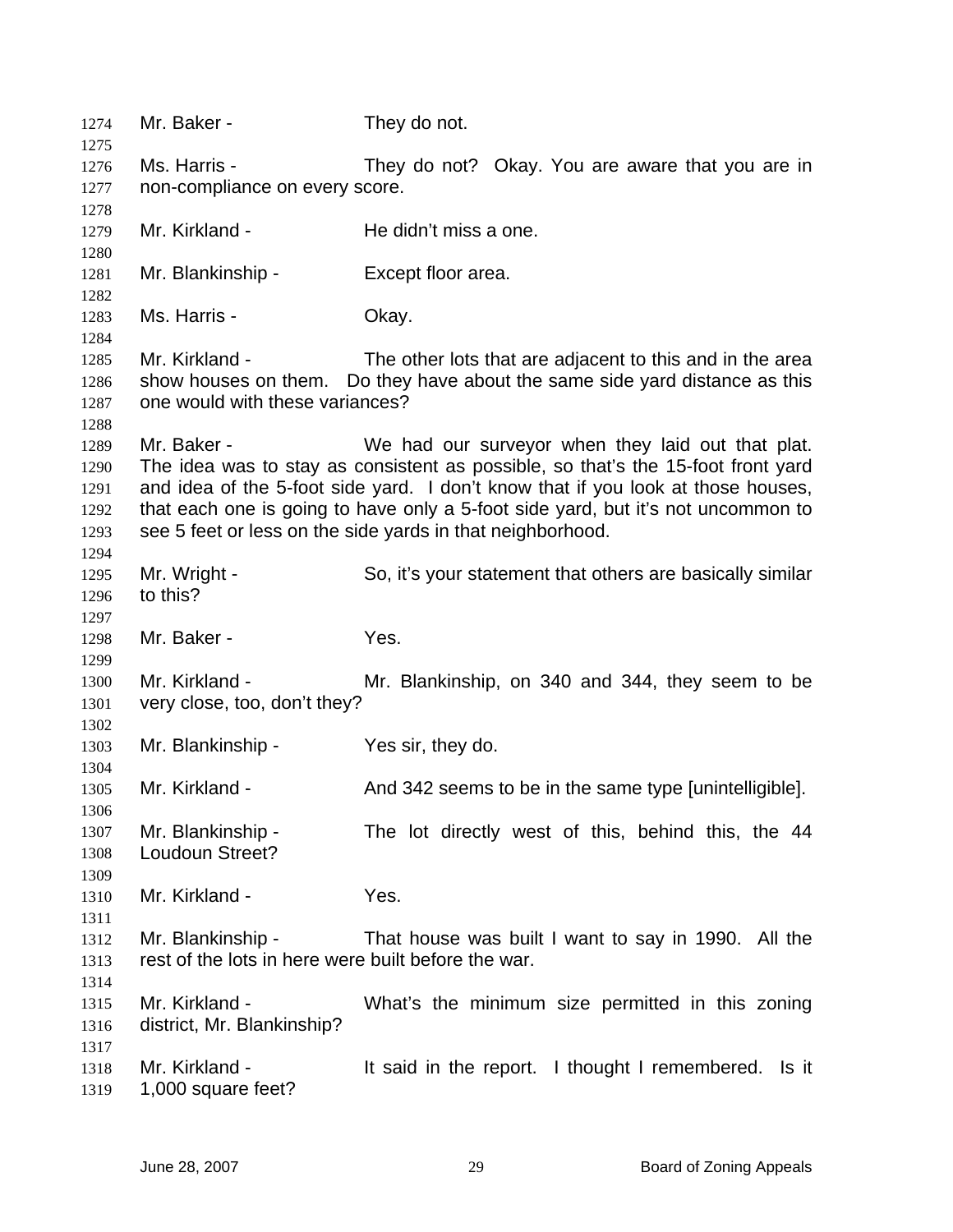1274 Mr. Baker - They do not.

1276 Ms. Harris - They do not? Okay. You are aware that you are in
1277 non-compliance on every score.

1279 Mr. Kirkland - He didn't miss a one.

1281 Mr. Blankinship - Except floor area.

1283 Ms. Harris - Okay.

1285 Mr. Kirkland - The other lots that are adjacent to this and in the area
1286 show houses on them. Do they have about the same side yard distance as this
1287 one would with these variances?

1289 Mr. Baker - We had our surveyor when they laid out that plat.
1290 The idea was to stay as consistent as possible, so that's the 15-foot front yard
1291 and idea of the 5-foot side yard. I don't know that if you look at those houses,
1292 that each one is going to have only a 5-foot side yard, but it's not uncommon to
1293 see 5 feet or less on the side yards in that neighborhood.

1295 Mr. Wright - So, it's your statement that others are basically similar
1296 to this?

1298 Mr. Baker - Yes.

1300 Mr. Kirkland - Mr. Blankinship, on 340 and 344, they seem to be
1301 very close, too, don't they?

1303 Mr. Blankinship - Yes sir, they do.

1305 Mr. Kirkland - And 342 seems to be in the same type [unintelligible].

1307 Mr. Blankinship - The lot directly west of this, behind this, the 44
1308 Loudoun Street?

1310 Mr. Kirkland - Yes.

1312 Mr. Blankinship - That house was built I want to say in 1990. All the
1313 rest of the lots in here were built before the war.

1315 Mr. Kirkland - What's the minimum size permitted in this zoning
1316 district, Mr. Blankinship?

1318 Mr. Kirkland - It said in the report. I thought I remembered. Is it
1319 1,000 square feet?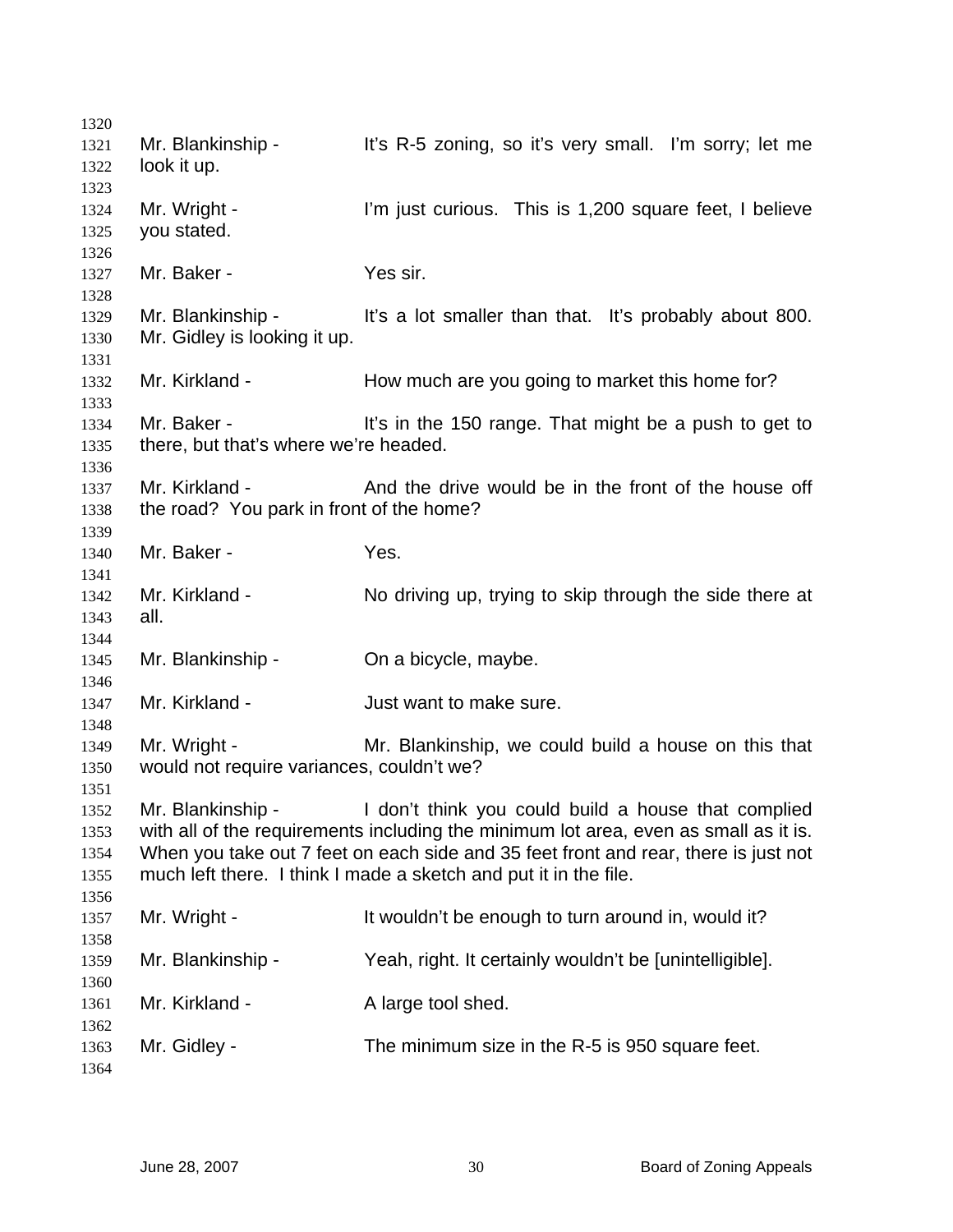Mr. Blankinship - It's R-5 zoning, so it's very small. I'm sorry; let me look it up.

Mr. Wright - I'm just curious. This is 1,200 square feet, I believe you stated.

Mr. Baker - Yes sir.

Mr. Blankinship - It's a lot smaller than that. It's probably about 800. Mr. Gidley is looking it up.

Mr. Kirkland - How much are you going to market this home for?

Mr. Baker - It's in the 150 range. That might be a push to get to there, but that's where we're headed.

Mr. Kirkland - And the drive would be in the front of the house off the road? You park in front of the home?

Mr. Baker - Yes.

Mr. Kirkland - No driving up, trying to skip through the side there at all.

Mr. Blankinship - On a bicycle, maybe.

Mr. Kirkland - Just want to make sure.

Mr. Wright - Mr. Blankinship, we could build a house on this that would not require variances, couldn't we?

Mr. Blankinship - I don't think you could build a house that complied with all of the requirements including the minimum lot area, even as small as it is. When you take out 7 feet on each side and 35 feet front and rear, there is just not much left there. I think I made a sketch and put it in the file.

Mr. Wright - It wouldn't be enough to turn around in, would it?

Mr. Blankinship - Yeah, right. It certainly wouldn't be [unintelligible].

Mr. Kirkland - A large tool shed.

Mr. Gidley - The minimum size in the R-5 is 950 square feet.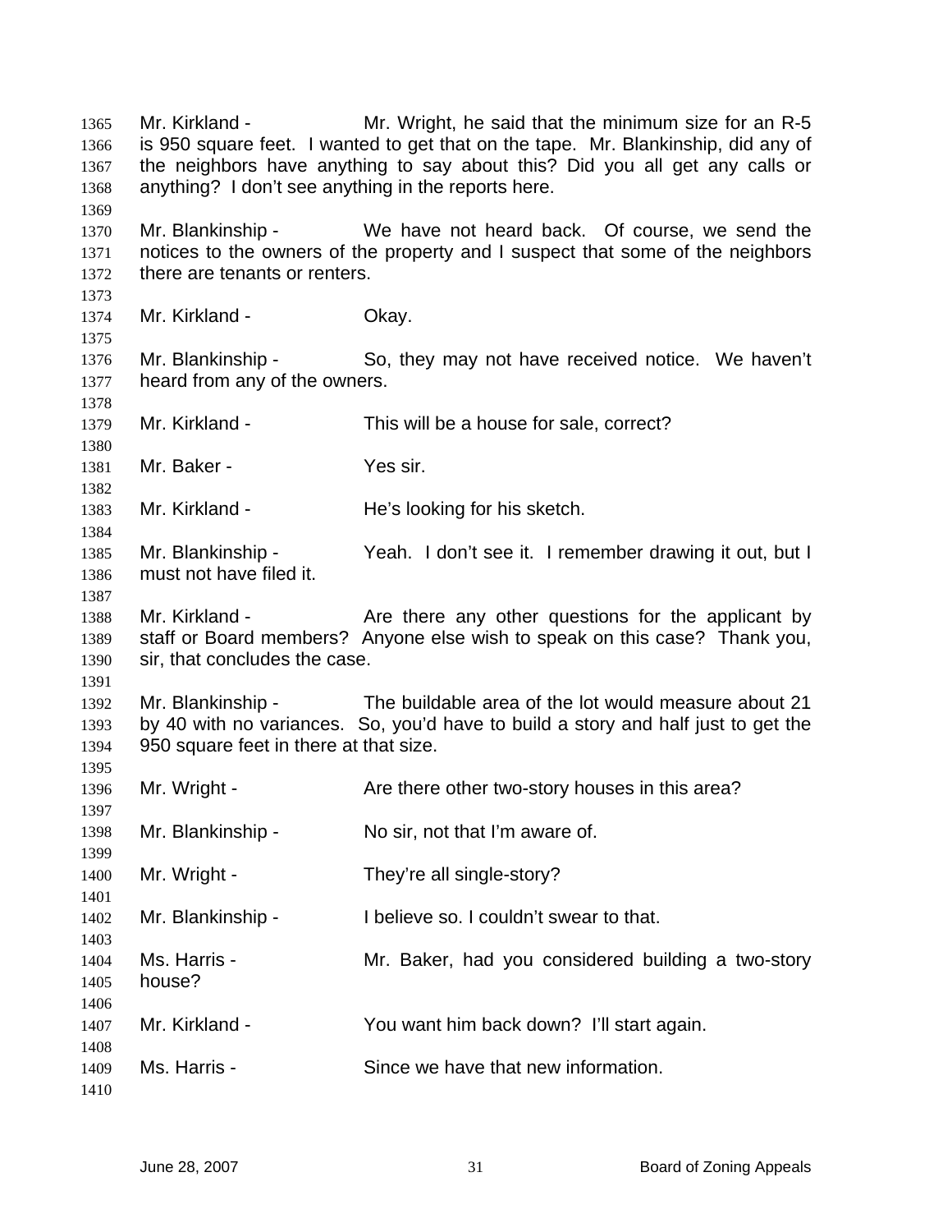Mr. Kirkland - Mr. Wright, he said that the minimum size for an R-5 is 950 square feet. I wanted to get that on the tape. Mr. Blankinship, did any of the neighbors have anything to say about this? Did you all get any calls or anything? I don't see anything in the reports here.

Mr. Blankinship - We have not heard back. Of course, we send the notices to the owners of the property and I suspect that some of the neighbors there are tenants or renters.

Mr. Kirkland - Okay.

Mr. Blankinship - So, they may not have received notice. We haven't heard from any of the owners.

Mr. Kirkland - This will be a house for sale, correct?

Mr. Baker - Yes sir.

Mr. Kirkland - He's looking for his sketch.

Mr. Blankinship - Yeah. I don't see it. I remember drawing it out, but I must not have filed it.

Mr. Kirkland - Are there any other questions for the applicant by staff or Board members? Anyone else wish to speak on this case? Thank you, sir, that concludes the case.

Mr. Blankinship - The buildable area of the lot would measure about 21 by 40 with no variances. So, you'd have to build a story and half just to get the 950 square feet in there at that size.

Mr. Wright - Are there other two-story houses in this area?

Mr. Blankinship - No sir, not that I'm aware of.

Mr. Wright - They're all single-story?

Mr. Blankinship - I believe so. I couldn't swear to that.

Ms. Harris - Mr. Baker, had you considered building a two-story house?

Mr. Kirkland - You want him back down? I'll start again.

Ms. Harris - Since we have that new information.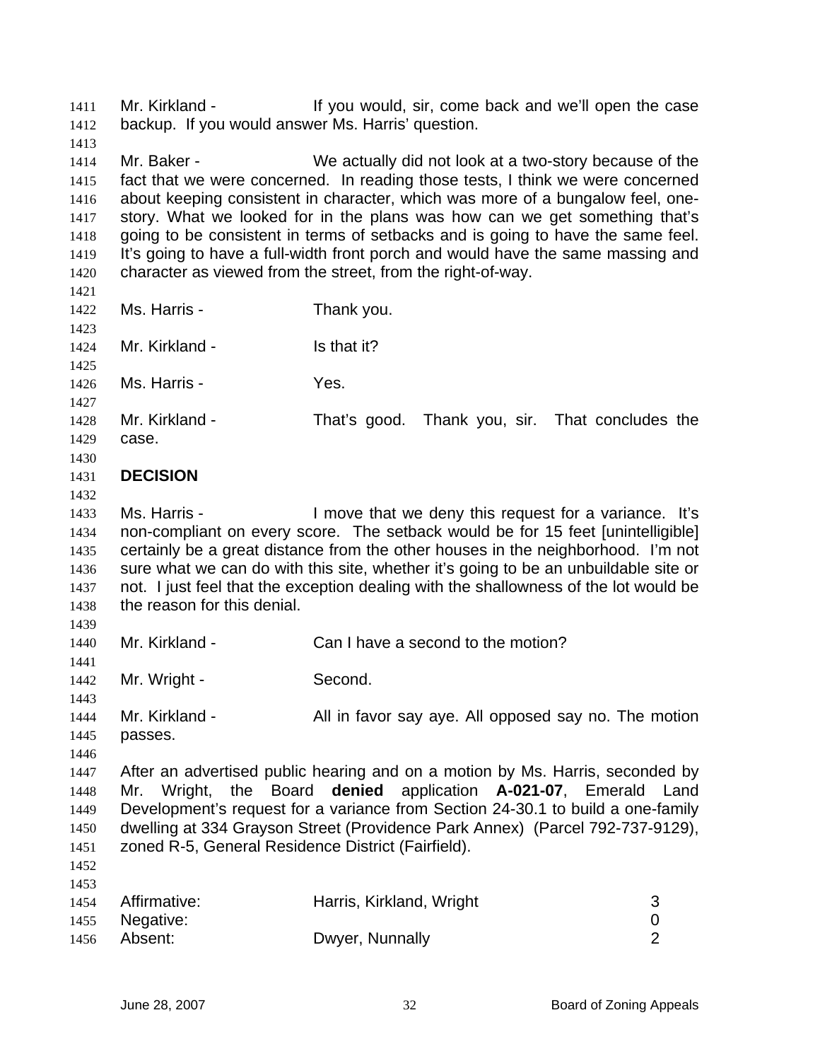Mr. Kirkland - If you would, sir, come back and we'll open the case backup. If you would answer Ms. Harris' question.

Mr. Baker - We actually did not look at a two-story because of the fact that we were concerned. In reading those tests, I think we were concerned about keeping consistent in character, which was more of a bungalow feel, one-story. What we looked for in the plans was how can we get something that's going to be consistent in terms of setbacks and is going to have the same feel. It's going to have a full-width front porch and would have the same massing and character as viewed from the street, from the right-of-way.

Ms. Harris - Thank you.

Mr. Kirkland - Is that it?

Ms. Harris - Yes.

Mr. Kirkland - That's good. Thank you, sir. That concludes the case.

**DECISION**

Ms. Harris - I move that we deny this request for a variance. It's non-compliant on every score. The setback would be for 15 feet [unintelligible] certainly be a great distance from the other houses in the neighborhood. I'm not sure what we can do with this site, whether it's going to be an unbuildable site or not. I just feel that the exception dealing with the shallowness of the lot would be the reason for this denial.

Mr. Kirkland - Can I have a second to the motion?

Mr. Wright - Second.

Mr. Kirkland - All in favor say aye. All opposed say no. The motion passes.

After an advertised public hearing and on a motion by Ms. Harris, seconded by Mr. Wright, the Board **denied** application **A-021-07**, Emerald Land Development's request for a variance from Section 24-30.1 to build a one-family dwelling at 334 Grayson Street (Providence Park Annex) (Parcel 792-737-9129), zoned R-5, General Residence District (Fairfield).

| | | |
|---|---|---|
| Affirmative: | Harris, Kirkland, Wright | 3 |
| Negative: | | 0 |
| Absent: | Dwyer, Nunnally | 2 |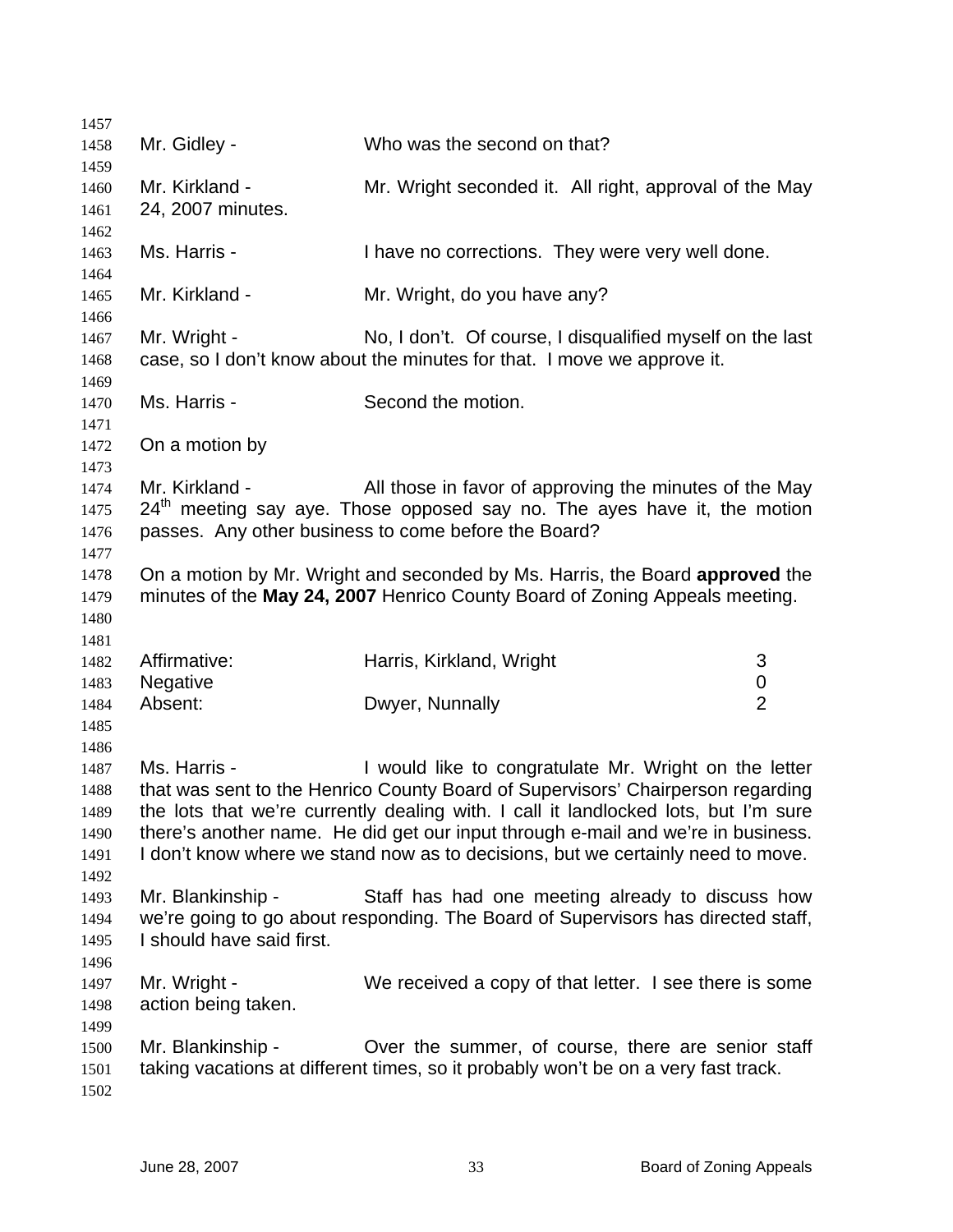Mr. Gidley - Who was the second on that?

Mr. Kirkland - Mr. Wright seconded it. All right, approval of the May 24, 2007 minutes.

Ms. Harris - I have no corrections. They were very well done.

Mr. Kirkland - Mr. Wright, do you have any?

Mr. Wright - No, I don't. Of course, I disqualified myself on the last case, so I don't know about the minutes for that. I move we approve it.

Ms. Harris - Second the motion.

On a motion by

Mr. Kirkland - All those in favor of approving the minutes of the May 24th meeting say aye. Those opposed say no. The ayes have it, the motion passes. Any other business to come before the Board?

On a motion by Mr. Wright and seconded by Ms. Harris, the Board **approved** the minutes of the **May 24, 2007** Henrico County Board of Zoning Appeals meeting.

| | | |
|---|---|---|
| Affirmative: | Harris, Kirkland, Wright | 3 |
| Negative | | 0 |
| Absent: | Dwyer, Nunnally | 2 |

Ms. Harris - I would like to congratulate Mr. Wright on the letter that was sent to the Henrico County Board of Supervisors' Chairperson regarding the lots that we're currently dealing with. I call it landlocked lots, but I'm sure there's another name. He did get our input through e-mail and we're in business. I don't know where we stand now as to decisions, but we certainly need to move.

Mr. Blankinship - Staff has had one meeting already to discuss how we're going to go about responding. The Board of Supervisors has directed staff, I should have said first.

Mr. Wright - We received a copy of that letter. I see there is some action being taken.

Mr. Blankinship - Over the summer, of course, there are senior staff taking vacations at different times, so it probably won't be on a very fast track.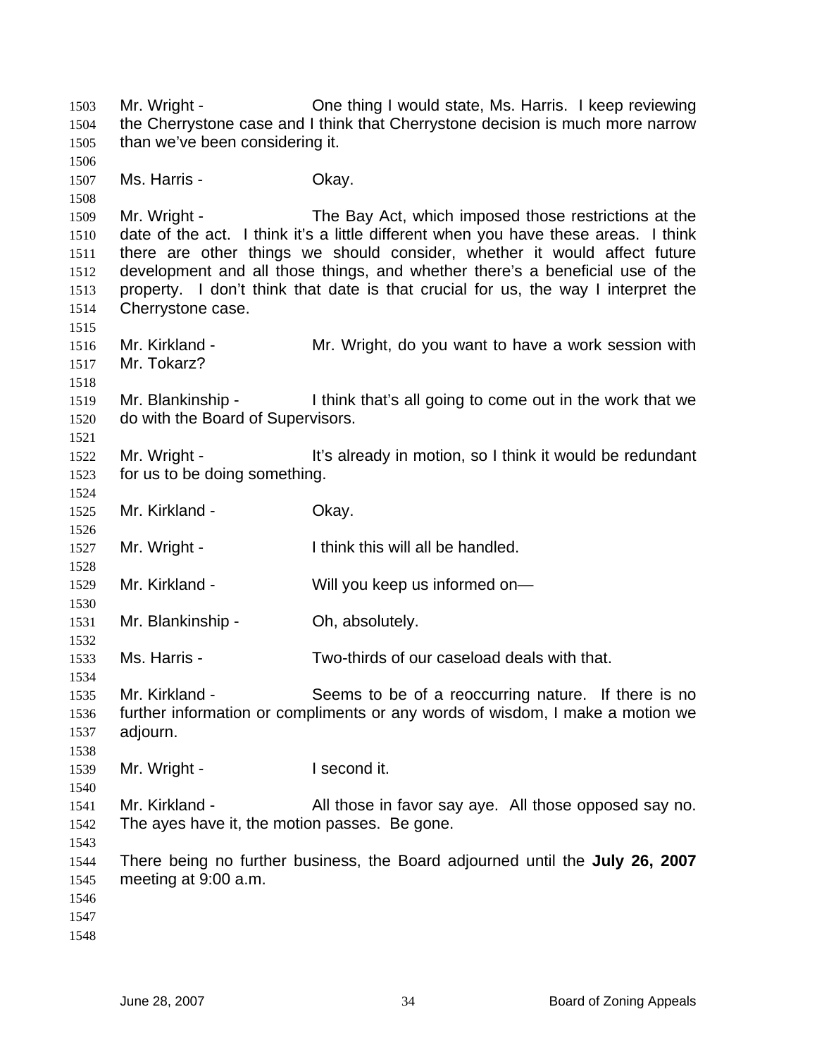Mr. Wright - One thing I would state, Ms. Harris. I keep reviewing the Cherrystone case and I think that Cherrystone decision is much more narrow than we've been considering it.

Ms. Harris - Okay.

Mr. Wright - The Bay Act, which imposed those restrictions at the date of the act. I think it's a little different when you have these areas. I think there are other things we should consider, whether it would affect future development and all those things, and whether there's a beneficial use of the property. I don't think that date is that crucial for us, the way I interpret the Cherrystone case.

Mr. Kirkland - Mr. Wright, do you want to have a work session with Mr. Tokarz?

Mr. Blankinship - I think that's all going to come out in the work that we do with the Board of Supervisors.

Mr. Wright - It's already in motion, so I think it would be redundant for us to be doing something.

Mr. Kirkland - Okay.

Mr. Wright - I think this will all be handled.

Mr. Kirkland - Will you keep us informed on—

Mr. Blankinship - Oh, absolutely.

Ms. Harris - Two-thirds of our caseload deals with that.

Mr. Kirkland - Seems to be of a reoccurring nature. If there is no further information or compliments or any words of wisdom, I make a motion we adjourn.

Mr. Wright - I second it.

Mr. Kirkland - All those in favor say aye. All those opposed say no. The ayes have it, the motion passes. Be gone.

There being no further business, the Board adjourned until the **July 26, 2007** meeting at 9:00 a.m.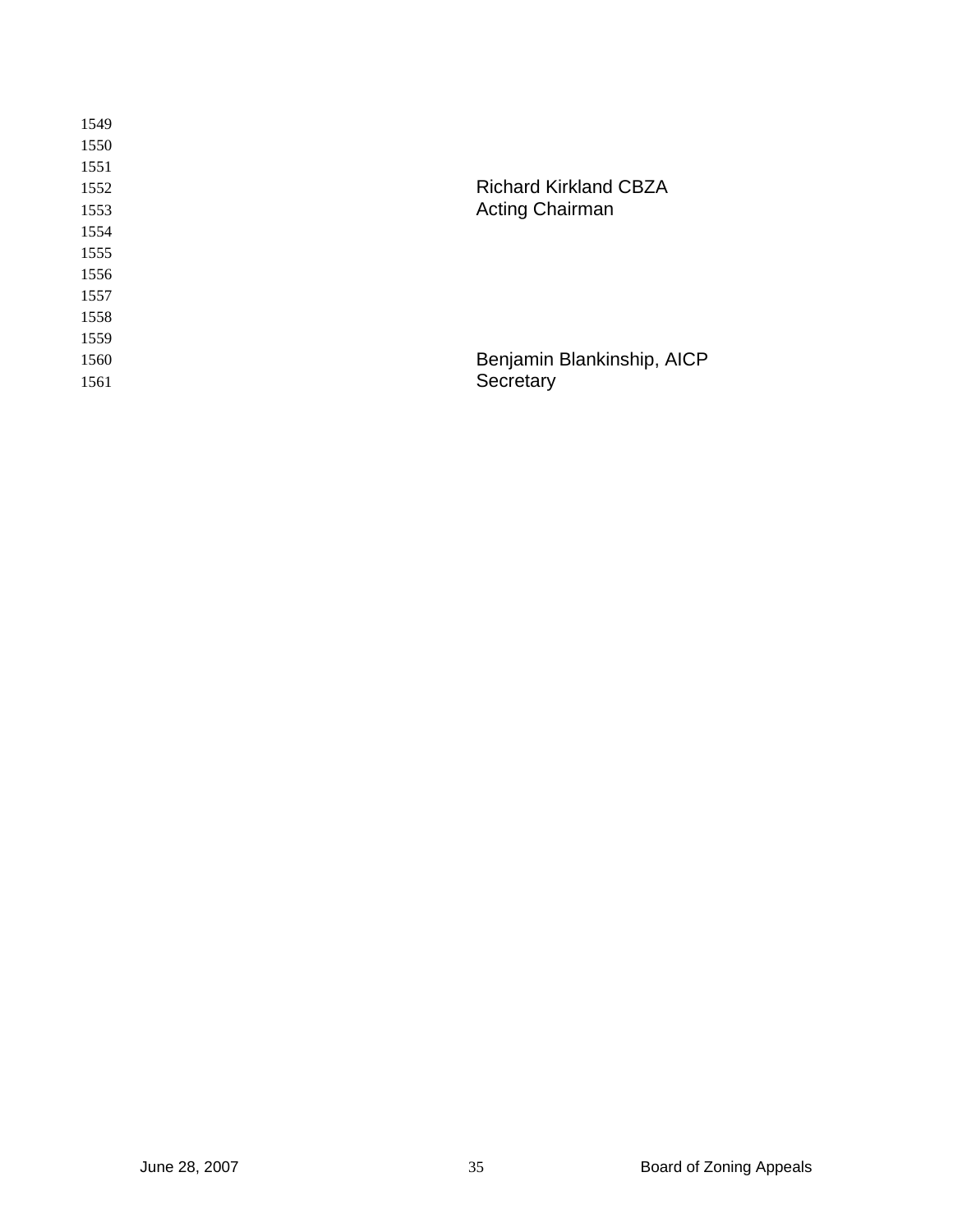Richard Kirkland CBZA
Acting Chairman

Benjamin Blankinship, AICP
Secretary